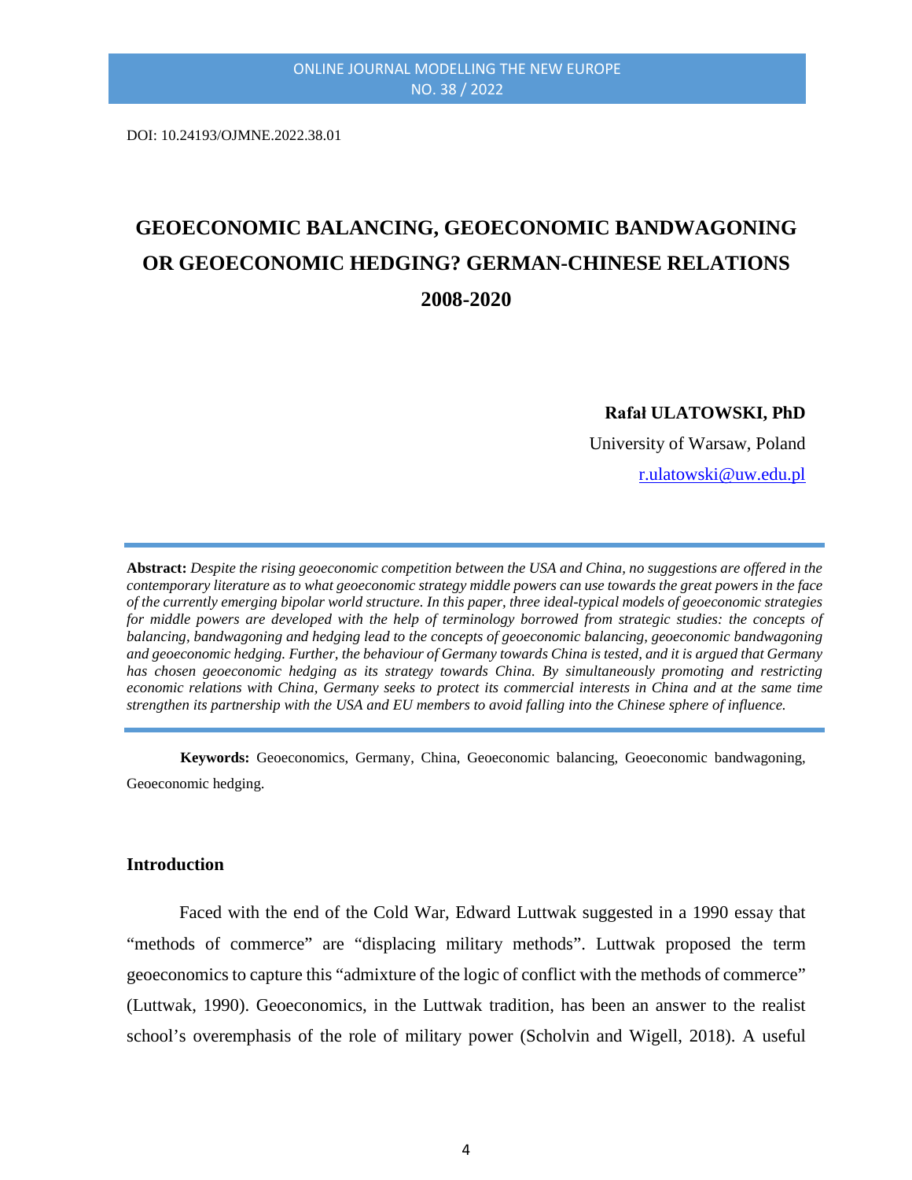DOI: 10.24193/OJMNE.2022.38.01

# GEOECONOMIC BALANCING, GEOECONOMIC BANDWAGONING OR GEOECONOMIC HEDGING? GERMAN-CHINESE RELATIONS 2008-2020

**Rafał ULATOWSKI, PhD**

University of Warsaw, Poland

r.ulatowski@uw.edu.pl

**Abstract:** *Despite the rising geoeconomic competition between the USA and China, no suggestions are offered in the contemporary literature as to what geoeconomic strategy middle powers can use towards the great powers in the face of the currently emerging bipolar world structure. In this paper, three ideal-typical models of geoeconomic strategies for middle powers are developed with the help of terminology borrowed from strategic studies: the concepts of balancing, bandwagoning and hedging lead to the concepts of geoeconomic balancing, geoeconomic bandwagoning and geoeconomic hedging. Further, the behaviour of Germany towards China is tested, and it is argued that Germany has chosen geoeconomic hedging as its strategy towards China. By simultaneously promoting and restricting economic relations with China, Germany seeks to protect its commercial interests in China and at the same time strengthen its partnership with the USA and EU members to avoid falling into the Chinese sphere of influence.*

**Keywords:** Geoeconomics, Germany, China, Geoeconomic balancing, Geoeconomic bandwagoning, Geoeconomic hedging.

## Introduction

Faced with the end of the Cold War, Edward Luttwak suggested in a 1990 essay that "methods of commerce" are "displacing military methods". Luttwak proposed the term geoeconomics to capture this "admixture of the logic of conflict with the methods of commerce" (Luttwak, 1990). Geoeconomics, in the Luttwak tradition, has been an answer to the realist school's overemphasis of the role of military power (Scholvin and Wigell, 2018). A useful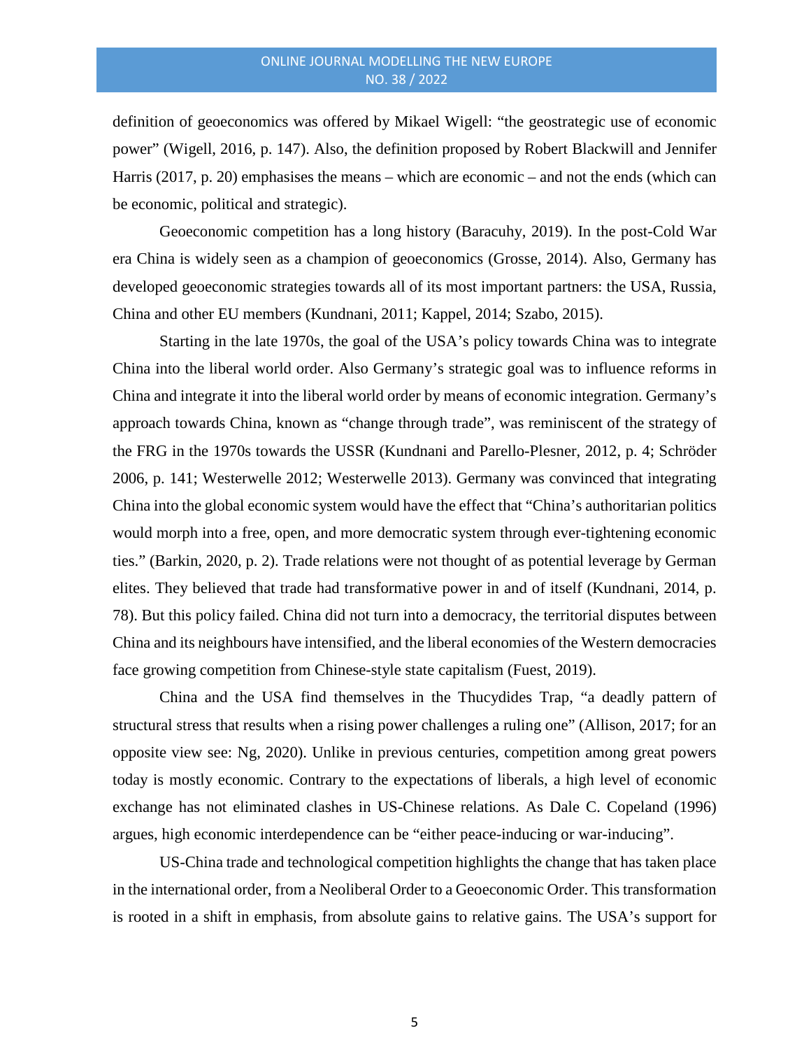definition of geoeconomics was offered by Mikael Wigell: "the geostrategic use of economic power" (Wigell, 2016, p. 147). Also, the definition proposed by Robert Blackwill and Jennifer Harris (2017, p. 20) emphasises the means – which are economic – and not the ends (which can be economic, political and strategic).

Geoeconomic competition has a long history (Baracuhy, 2019). In the post-Cold War era China is widely seen as a champion of geoeconomics (Grosse, 2014). Also, Germany has developed geoeconomic strategies towards all of its most important partners: the USA, Russia, China and other EU members (Kundnani, 2011; Kappel, 2014; Szabo, 2015).

Starting in the late 1970s, the goal of the USA's policy towards China was to integrate China into the liberal world order. Also Germany's strategic goal was to influence reforms in China and integrate it into the liberal world order by means of economic integration. Germany's approach towards China, known as "change through trade", was reminiscent of the strategy of the FRG in the 1970s towards the USSR (Kundnani and Parello-Plesner, 2012, p. 4; Schröder 2006, p. 141; Westerwelle 2012; Westerwelle 2013). Germany was convinced that integrating China into the global economic system would have the effect that "China's authoritarian politics would morph into a free, open, and more democratic system through ever-tightening economic ties." (Barkin, 2020, p. 2). Trade relations were not thought of as potential leverage by German elites. They believed that trade had transformative power in and of itself (Kundnani, 2014, p. 78). But this policy failed. China did not turn into a democracy, the territorial disputes between China and its neighbours have intensified, and the liberal economies of the Western democracies face growing competition from Chinese-style state capitalism (Fuest, 2019).

China and the USA find themselves in the Thucydides Trap, "a deadly pattern of structural stress that results when a rising power challenges a ruling one" (Allison, 2017; for an opposite view see: Ng, 2020). Unlike in previous centuries, competition among great powers today is mostly economic. Contrary to the expectations of liberals, a high level of economic exchange has not eliminated clashes in US-Chinese relations. As Dale C. Copeland (1996) argues, high economic interdependence can be "either peace-inducing or war-inducing".

US-China trade and technological competition highlights the change that has taken place in the international order, from a Neoliberal Order to a Geoeconomic Order. This transformation is rooted in a shift in emphasis, from absolute gains to relative gains. The USA's support for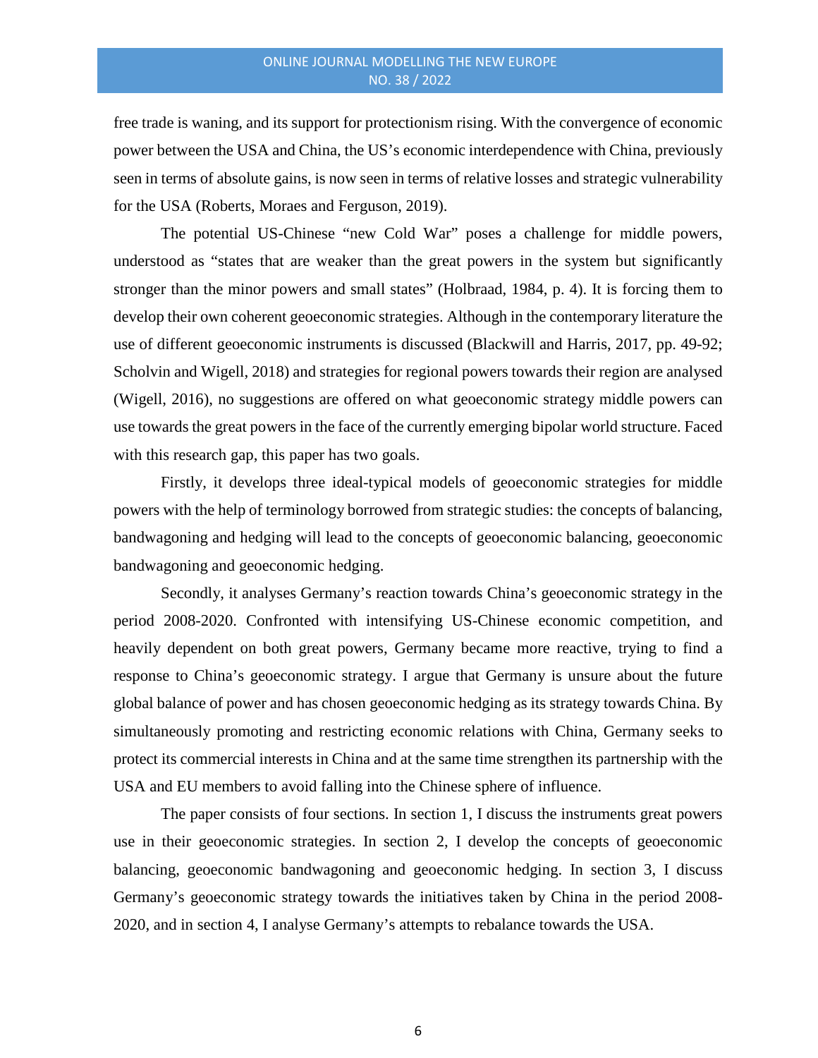free trade is waning, and its support for protectionism rising. With the convergence of economic power between the USA and China, the US's economic interdependence with China, previously seen in terms of absolute gains, is now seen in terms of relative losses and strategic vulnerability for the USA (Roberts, Moraes and Ferguson, 2019).

The potential US-Chinese "new Cold War" poses a challenge for middle powers, understood as "states that are weaker than the great powers in the system but significantly stronger than the minor powers and small states" (Holbraad, 1984, p. 4). It is forcing them to develop their own coherent geoeconomic strategies. Although in the contemporary literature the use of different geoeconomic instruments is discussed (Blackwill and Harris, 2017, pp. 49-92; Scholvin and Wigell, 2018) and strategies for regional powers towards their region are analysed (Wigell, 2016), no suggestions are offered on what geoeconomic strategy middle powers can use towards the great powers in the face of the currently emerging bipolar world structure. Faced with this research gap, this paper has two goals.

Firstly, it develops three ideal-typical models of geoeconomic strategies for middle powers with the help of terminology borrowed from strategic studies: the concepts of balancing, bandwagoning and hedging will lead to the concepts of geoeconomic balancing, geoeconomic bandwagoning and geoeconomic hedging.

Secondly, it analyses Germany's reaction towards China's geoeconomic strategy in the period 2008-2020. Confronted with intensifying US-Chinese economic competition, and heavily dependent on both great powers, Germany became more reactive, trying to find a response to China's geoeconomic strategy. I argue that Germany is unsure about the future global balance of power and has chosen geoeconomic hedging as its strategy towards China. By simultaneously promoting and restricting economic relations with China, Germany seeks to protect its commercial interests in China and at the same time strengthen its partnership with the USA and EU members to avoid falling into the Chinese sphere of influence.

The paper consists of four sections. In section 1, I discuss the instruments great powers use in their geoeconomic strategies. In section 2, I develop the concepts of geoeconomic balancing, geoeconomic bandwagoning and geoeconomic hedging. In section 3, I discuss Germany's geoeconomic strategy towards the initiatives taken by China in the period 2008-2020, and in section 4, I analyse Germany's attempts to rebalance towards the USA.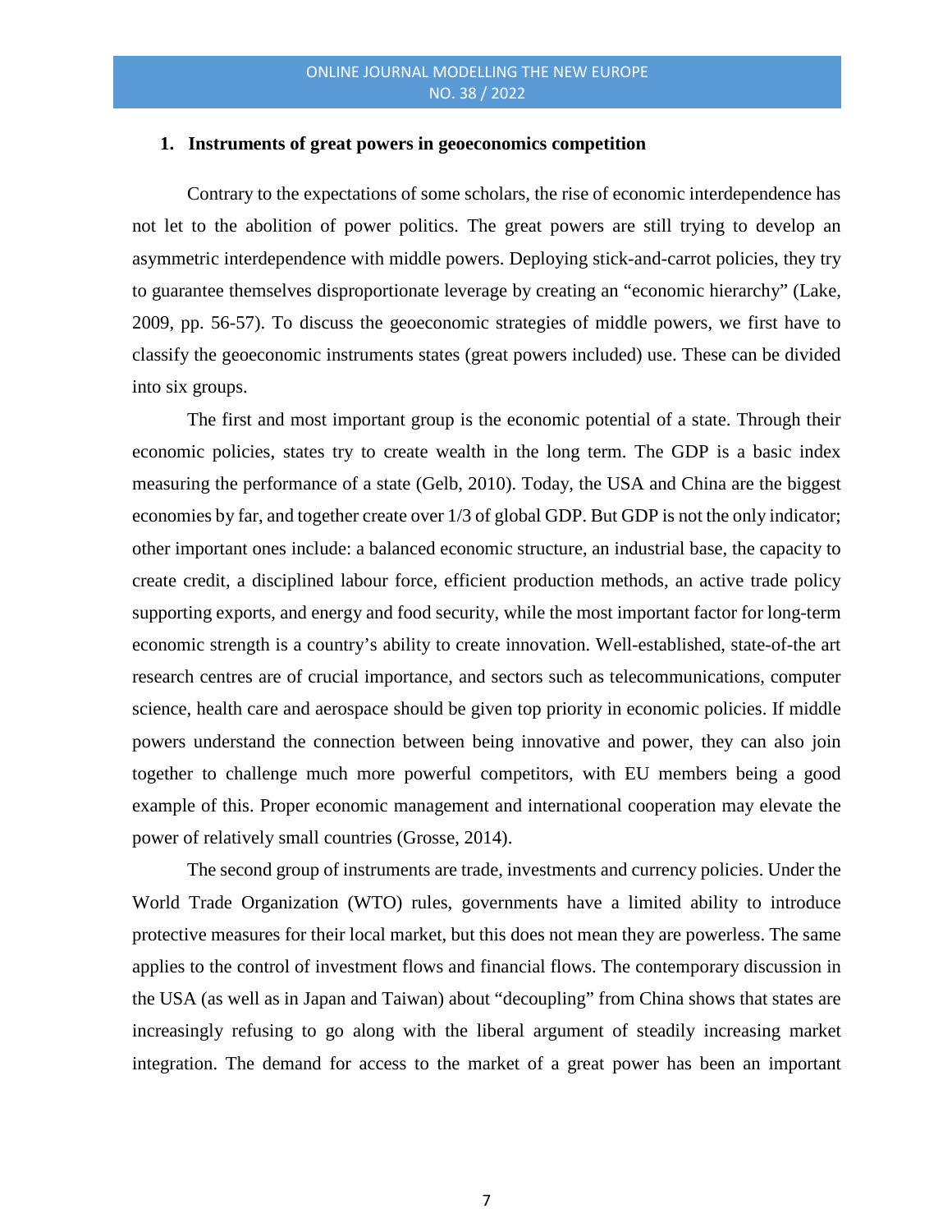## 1. Instruments of great powers in geoeconomics competition

Contrary to the expectations of some scholars, the rise of economic interdependence has not let to the abolition of power politics. The great powers are still trying to develop an asymmetric interdependence with middle powers. Deploying stick-and-carrot policies, they try to guarantee themselves disproportionate leverage by creating an "economic hierarchy" (Lake, 2009, pp. 56-57). To discuss the geoeconomic strategies of middle powers, we first have to classify the geoeconomic instruments states (great powers included) use. These can be divided into six groups.

The first and most important group is the economic potential of a state. Through their economic policies, states try to create wealth in the long term. The GDP is a basic index measuring the performance of a state (Gelb, 2010). Today, the USA and China are the biggest economies by far, and together create over 1/3 of global GDP. But GDP is not the only indicator; other important ones include: a balanced economic structure, an industrial base, the capacity to create credit, a disciplined labour force, efficient production methods, an active trade policy supporting exports, and energy and food security, while the most important factor for long-term economic strength is a country's ability to create innovation. Well-established, state-of-the art research centres are of crucial importance, and sectors such as telecommunications, computer science, health care and aerospace should be given top priority in economic policies. If middle powers understand the connection between being innovative and power, they can also join together to challenge much more powerful competitors, with EU members being a good example of this. Proper economic management and international cooperation may elevate the power of relatively small countries (Grosse, 2014).

The second group of instruments are trade, investments and currency policies. Under the World Trade Organization (WTO) rules, governments have a limited ability to introduce protective measures for their local market, but this does not mean they are powerless. The same applies to the control of investment flows and financial flows. The contemporary discussion in the USA (as well as in Japan and Taiwan) about "decoupling" from China shows that states are increasingly refusing to go along with the liberal argument of steadily increasing market integration. The demand for access to the market of a great power has been an important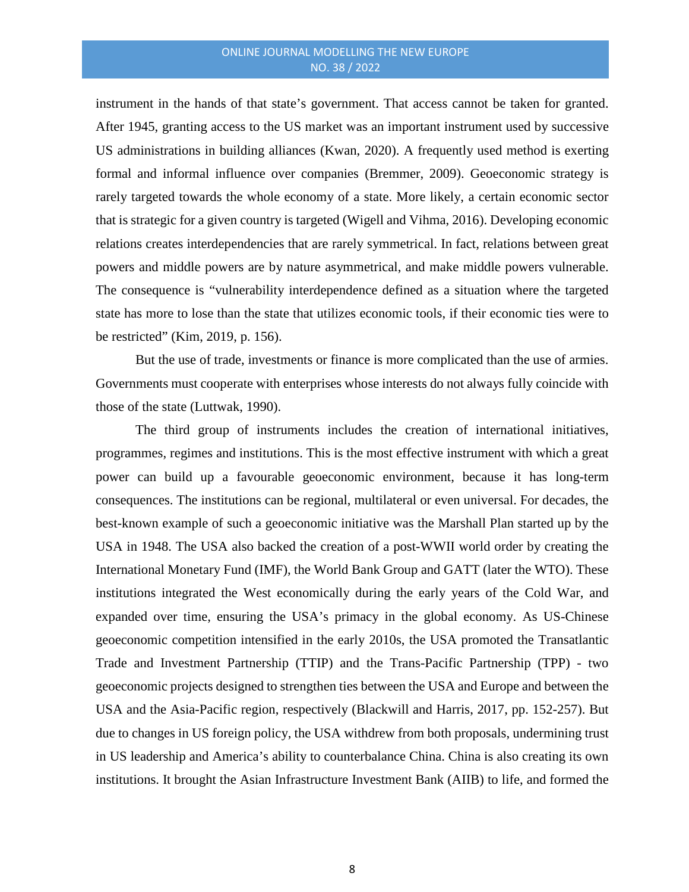instrument in the hands of that state's government. That access cannot be taken for granted. After 1945, granting access to the US market was an important instrument used by successive US administrations in building alliances (Kwan, 2020). A frequently used method is exerting formal and informal influence over companies (Bremmer, 2009). Geoeconomic strategy is rarely targeted towards the whole economy of a state. More likely, a certain economic sector that is strategic for a given country is targeted (Wigell and Vihma, 2016). Developing economic relations creates interdependencies that are rarely symmetrical. In fact, relations between great powers and middle powers are by nature asymmetrical, and make middle powers vulnerable. The consequence is "vulnerability interdependence defined as a situation where the targeted state has more to lose than the state that utilizes economic tools, if their economic ties were to be restricted" (Kim, 2019, p. 156).

But the use of trade, investments or finance is more complicated than the use of armies. Governments must cooperate with enterprises whose interests do not always fully coincide with those of the state (Luttwak, 1990).

The third group of instruments includes the creation of international initiatives, programmes, regimes and institutions. This is the most effective instrument with which a great power can build up a favourable geoeconomic environment, because it has long-term consequences. The institutions can be regional, multilateral or even universal. For decades, the best-known example of such a geoeconomic initiative was the Marshall Plan started up by the USA in 1948. The USA also backed the creation of a post-WWII world order by creating the International Monetary Fund (IMF), the World Bank Group and GATT (later the WTO). These institutions integrated the West economically during the early years of the Cold War, and expanded over time, ensuring the USA's primacy in the global economy. As US-Chinese geoeconomic competition intensified in the early 2010s, the USA promoted the Transatlantic Trade and Investment Partnership (TTIP) and the Trans-Pacific Partnership (TPP) - two geoeconomic projects designed to strengthen ties between the USA and Europe and between the USA and the Asia-Pacific region, respectively (Blackwill and Harris, 2017, pp. 152-257). But due to changes in US foreign policy, the USA withdrew from both proposals, undermining trust in US leadership and America's ability to counterbalance China. China is also creating its own institutions. It brought the Asian Infrastructure Investment Bank (AIIB) to life, and formed the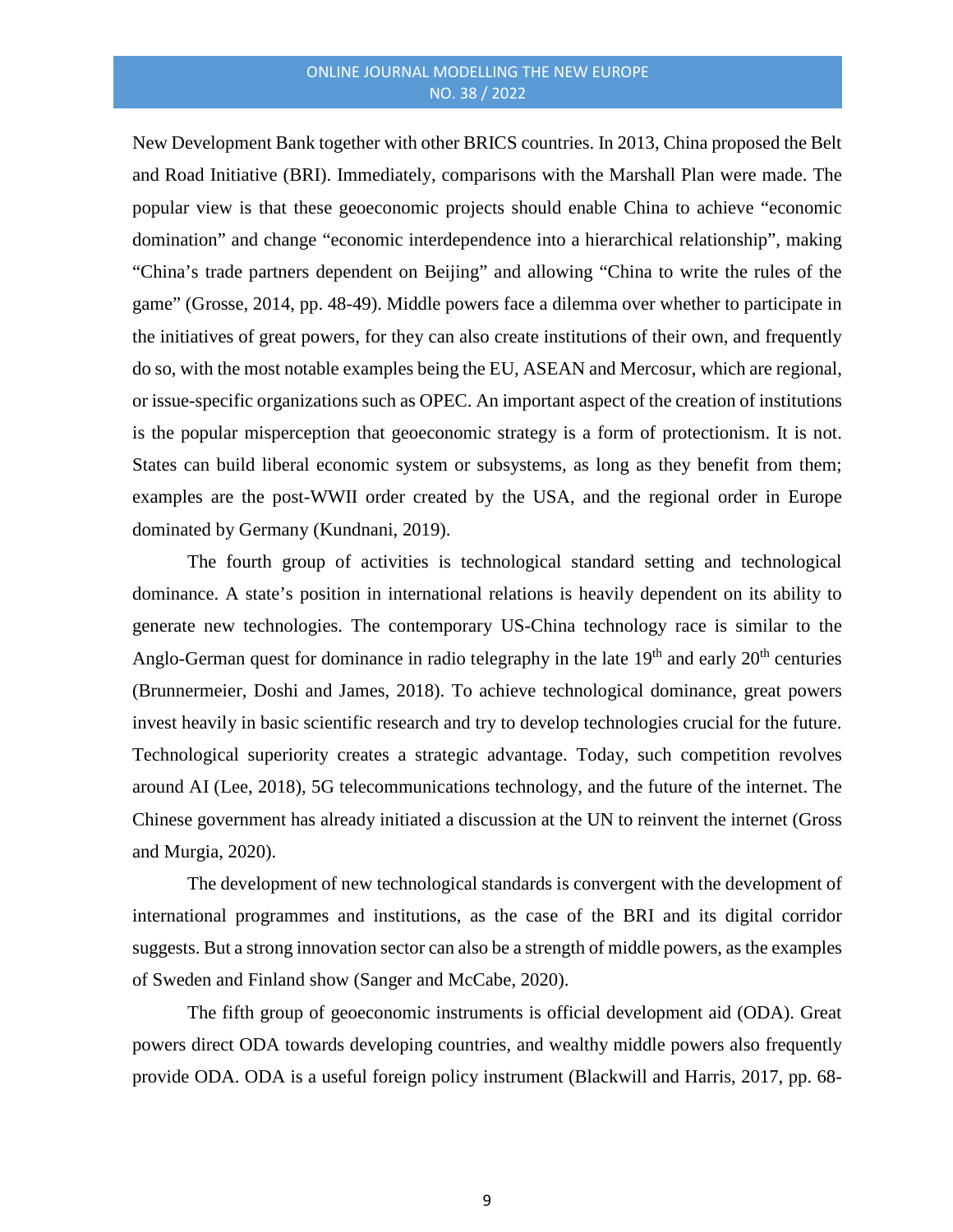New Development Bank together with other BRICS countries. In 2013, China proposed the Belt and Road Initiative (BRI). Immediately, comparisons with the Marshall Plan were made. The popular view is that these geoeconomic projects should enable China to achieve "economic domination" and change "economic interdependence into a hierarchical relationship", making "China's trade partners dependent on Beijing" and allowing "China to write the rules of the game" (Grosse, 2014, pp. 48-49). Middle powers face a dilemma over whether to participate in the initiatives of great powers, for they can also create institutions of their own, and frequently do so, with the most notable examples being the EU, ASEAN and Mercosur, which are regional, or issue-specific organizations such as OPEC. An important aspect of the creation of institutions is the popular misperception that geoeconomic strategy is a form of protectionism. It is not. States can build liberal economic system or subsystems, as long as they benefit from them; examples are the post-WWII order created by the USA, and the regional order in Europe dominated by Germany (Kundnani, 2019).

The fourth group of activities is technological standard setting and technological dominance. A state's position in international relations is heavily dependent on its ability to generate new technologies. The contemporary US-China technology race is similar to the Anglo-German quest for dominance in radio telegraphy in the late 19th and early 20th centuries (Brunnermeier, Doshi and James, 2018). To achieve technological dominance, great powers invest heavily in basic scientific research and try to develop technologies crucial for the future. Technological superiority creates a strategic advantage. Today, such competition revolves around AI (Lee, 2018), 5G telecommunications technology, and the future of the internet. The Chinese government has already initiated a discussion at the UN to reinvent the internet (Gross and Murgia, 2020).

The development of new technological standards is convergent with the development of international programmes and institutions, as the case of the BRI and its digital corridor suggests. But a strong innovation sector can also be a strength of middle powers, as the examples of Sweden and Finland show (Sanger and McCabe, 2020).

The fifth group of geoeconomic instruments is official development aid (ODA). Great powers direct ODA towards developing countries, and wealthy middle powers also frequently provide ODA. ODA is a useful foreign policy instrument (Blackwill and Harris, 2017, pp. 68-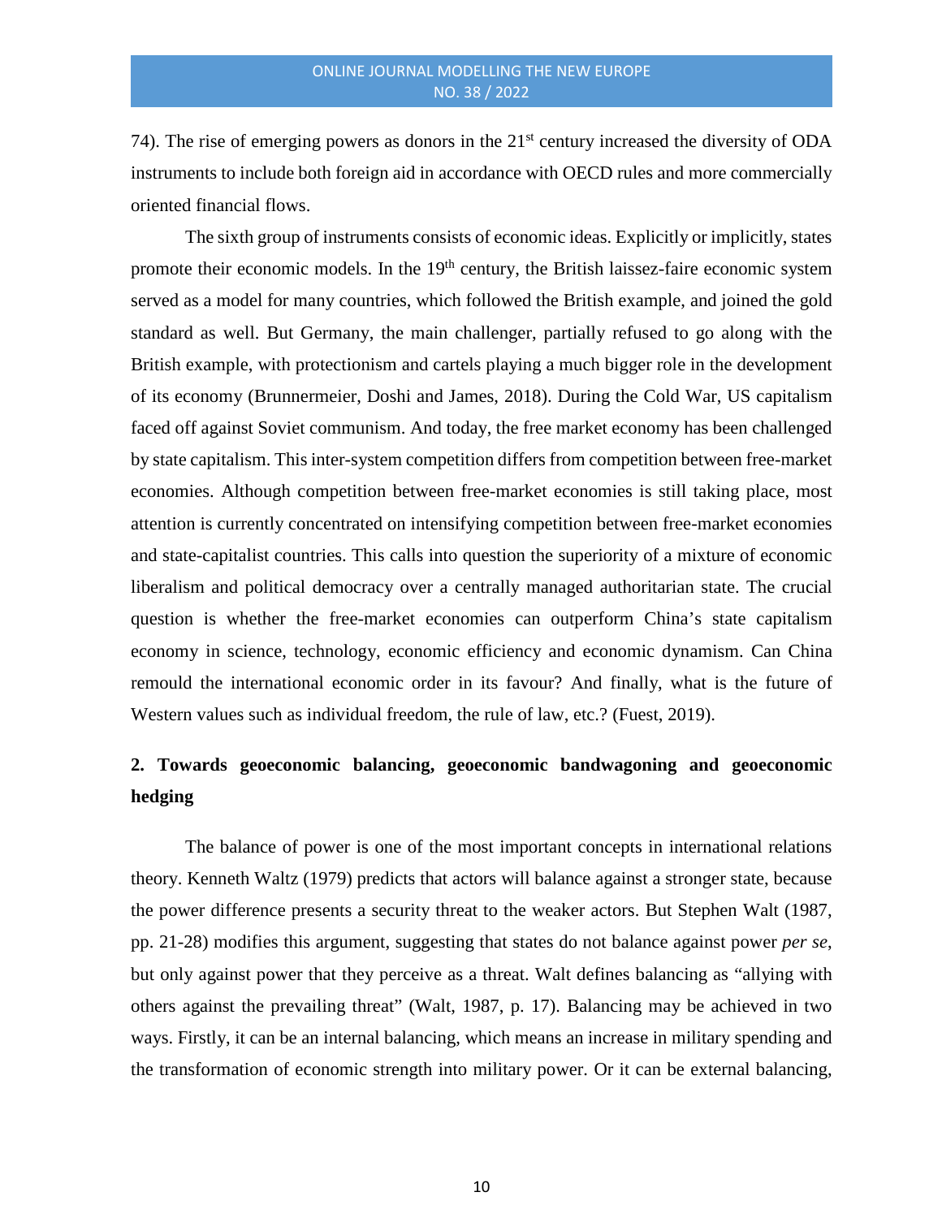74). The rise of emerging powers as donors in the 21st century increased the diversity of ODA instruments to include both foreign aid in accordance with OECD rules and more commercially oriented financial flows.

The sixth group of instruments consists of economic ideas. Explicitly or implicitly, states promote their economic models. In the 19th century, the British laissez-faire economic system served as a model for many countries, which followed the British example, and joined the gold standard as well. But Germany, the main challenger, partially refused to go along with the British example, with protectionism and cartels playing a much bigger role in the development of its economy (Brunnermeier, Doshi and James, 2018). During the Cold War, US capitalism faced off against Soviet communism. And today, the free market economy has been challenged by state capitalism. This inter-system competition differs from competition between free-market economies. Although competition between free-market economies is still taking place, most attention is currently concentrated on intensifying competition between free-market economies and state-capitalist countries. This calls into question the superiority of a mixture of economic liberalism and political democracy over a centrally managed authoritarian state. The crucial question is whether the free-market economies can outperform China's state capitalism economy in science, technology, economic efficiency and economic dynamism. Can China remould the international economic order in its favour? And finally, what is the future of Western values such as individual freedom, the rule of law, etc.? (Fuest, 2019).

## 2. Towards geoeconomic balancing, geoeconomic bandwagoning and geoeconomic hedging

The balance of power is one of the most important concepts in international relations theory. Kenneth Waltz (1979) predicts that actors will balance against a stronger state, because the power difference presents a security threat to the weaker actors. But Stephen Walt (1987, pp. 21-28) modifies this argument, suggesting that states do not balance against power *per se*, but only against power that they perceive as a threat. Walt defines balancing as "allying with others against the prevailing threat" (Walt, 1987, p. 17). Balancing may be achieved in two ways. Firstly, it can be an internal balancing, which means an increase in military spending and the transformation of economic strength into military power. Or it can be external balancing,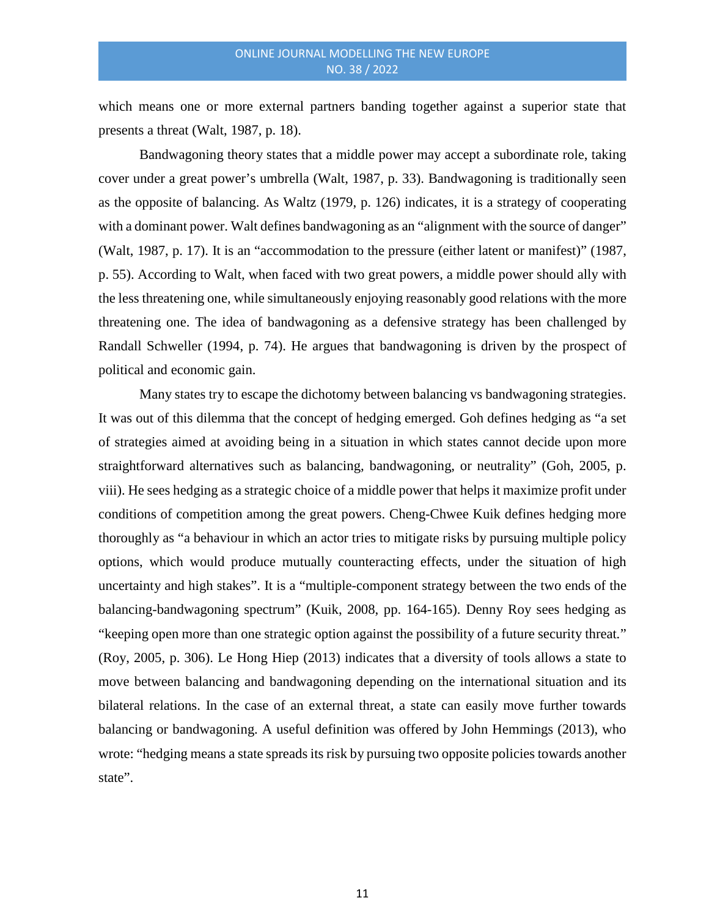which means one or more external partners banding together against a superior state that presents a threat (Walt, 1987, p. 18).

Bandwagoning theory states that a middle power may accept a subordinate role, taking cover under a great power's umbrella (Walt, 1987, p. 33). Bandwagoning is traditionally seen as the opposite of balancing. As Waltz (1979, p. 126) indicates, it is a strategy of cooperating with a dominant power. Walt defines bandwagoning as an "alignment with the source of danger" (Walt, 1987, p. 17). It is an "accommodation to the pressure (either latent or manifest)" (1987, p. 55). According to Walt, when faced with two great powers, a middle power should ally with the less threatening one, while simultaneously enjoying reasonably good relations with the more threatening one. The idea of bandwagoning as a defensive strategy has been challenged by Randall Schweller (1994, p. 74). He argues that bandwagoning is driven by the prospect of political and economic gain.

Many states try to escape the dichotomy between balancing vs bandwagoning strategies. It was out of this dilemma that the concept of hedging emerged. Goh defines hedging as "a set of strategies aimed at avoiding being in a situation in which states cannot decide upon more straightforward alternatives such as balancing, bandwagoning, or neutrality" (Goh, 2005, p. viii). He sees hedging as a strategic choice of a middle power that helps it maximize profit under conditions of competition among the great powers. Cheng-Chwee Kuik defines hedging more thoroughly as "a behaviour in which an actor tries to mitigate risks by pursuing multiple policy options, which would produce mutually counteracting effects, under the situation of high uncertainty and high stakes". It is a "multiple-component strategy between the two ends of the balancing-bandwagoning spectrum" (Kuik, 2008, pp. 164-165). Denny Roy sees hedging as "keeping open more than one strategic option against the possibility of a future security threat." (Roy, 2005, p. 306). Le Hong Hiep (2013) indicates that a diversity of tools allows a state to move between balancing and bandwagoning depending on the international situation and its bilateral relations. In the case of an external threat, a state can easily move further towards balancing or bandwagoning. A useful definition was offered by John Hemmings (2013), who wrote: "hedging means a state spreads its risk by pursuing two opposite policies towards another state".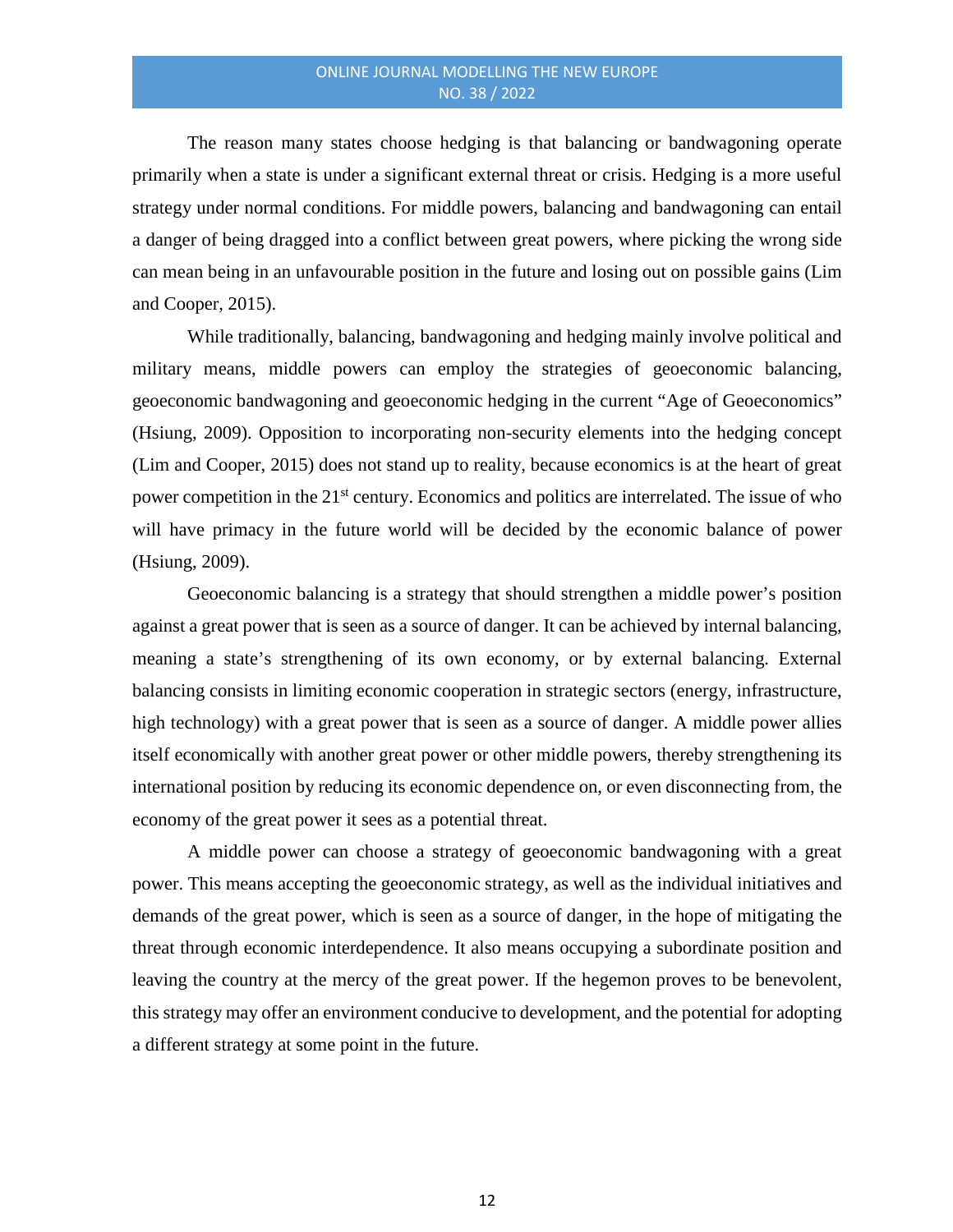The reason many states choose hedging is that balancing or bandwagoning operate primarily when a state is under a significant external threat or crisis. Hedging is a more useful strategy under normal conditions. For middle powers, balancing and bandwagoning can entail a danger of being dragged into a conflict between great powers, where picking the wrong side can mean being in an unfavourable position in the future and losing out on possible gains (Lim and Cooper, 2015).

While traditionally, balancing, bandwagoning and hedging mainly involve political and military means, middle powers can employ the strategies of geoeconomic balancing, geoeconomic bandwagoning and geoeconomic hedging in the current "Age of Geoeconomics" (Hsiung, 2009). Opposition to incorporating non-security elements into the hedging concept (Lim and Cooper, 2015) does not stand up to reality, because economics is at the heart of great power competition in the 21st century. Economics and politics are interrelated. The issue of who will have primacy in the future world will be decided by the economic balance of power (Hsiung, 2009).

Geoeconomic balancing is a strategy that should strengthen a middle power's position against a great power that is seen as a source of danger. It can be achieved by internal balancing, meaning a state's strengthening of its own economy, or by external balancing. External balancing consists in limiting economic cooperation in strategic sectors (energy, infrastructure, high technology) with a great power that is seen as a source of danger. A middle power allies itself economically with another great power or other middle powers, thereby strengthening its international position by reducing its economic dependence on, or even disconnecting from, the economy of the great power it sees as a potential threat.

A middle power can choose a strategy of geoeconomic bandwagoning with a great power. This means accepting the geoeconomic strategy, as well as the individual initiatives and demands of the great power, which is seen as a source of danger, in the hope of mitigating the threat through economic interdependence. It also means occupying a subordinate position and leaving the country at the mercy of the great power. If the hegemon proves to be benevolent, this strategy may offer an environment conducive to development, and the potential for adopting a different strategy at some point in the future.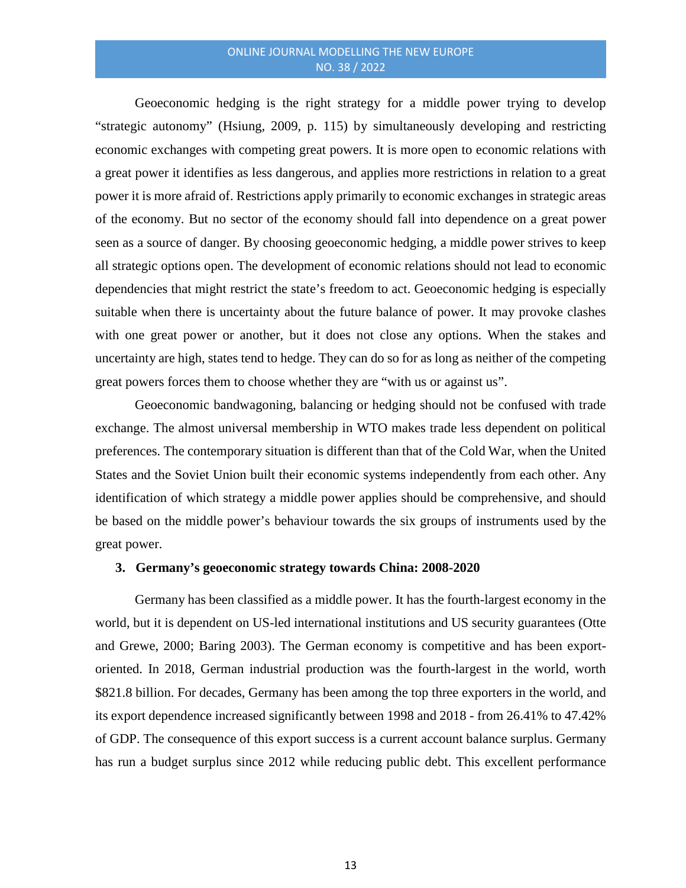Geoeconomic hedging is the right strategy for a middle power trying to develop "strategic autonomy" (Hsiung, 2009, p. 115) by simultaneously developing and restricting economic exchanges with competing great powers. It is more open to economic relations with a great power it identifies as less dangerous, and applies more restrictions in relation to a great power it is more afraid of. Restrictions apply primarily to economic exchanges in strategic areas of the economy. But no sector of the economy should fall into dependence on a great power seen as a source of danger. By choosing geoeconomic hedging, a middle power strives to keep all strategic options open. The development of economic relations should not lead to economic dependencies that might restrict the state's freedom to act. Geoeconomic hedging is especially suitable when there is uncertainty about the future balance of power. It may provoke clashes with one great power or another, but it does not close any options. When the stakes and uncertainty are high, states tend to hedge. They can do so for as long as neither of the competing great powers forces them to choose whether they are "with us or against us".

Geoeconomic bandwagoning, balancing or hedging should not be confused with trade exchange. The almost universal membership in WTO makes trade less dependent on political preferences. The contemporary situation is different than that of the Cold War, when the United States and the Soviet Union built their economic systems independently from each other. Any identification of which strategy a middle power applies should be comprehensive, and should be based on the middle power's behaviour towards the six groups of instruments used by the great power.

## 3. Germany's geoeconomic strategy towards China: 2008-2020

Germany has been classified as a middle power. It has the fourth-largest economy in the world, but it is dependent on US-led international institutions and US security guarantees (Otte and Grewe, 2000; Baring 2003). The German economy is competitive and has been export-oriented. In 2018, German industrial production was the fourth-largest in the world, worth \$821.8 billion. For decades, Germany has been among the top three exporters in the world, and its export dependence increased significantly between 1998 and 2018 - from 26.41% to 47.42% of GDP. The consequence of this export success is a current account balance surplus. Germany has run a budget surplus since 2012 while reducing public debt. This excellent performance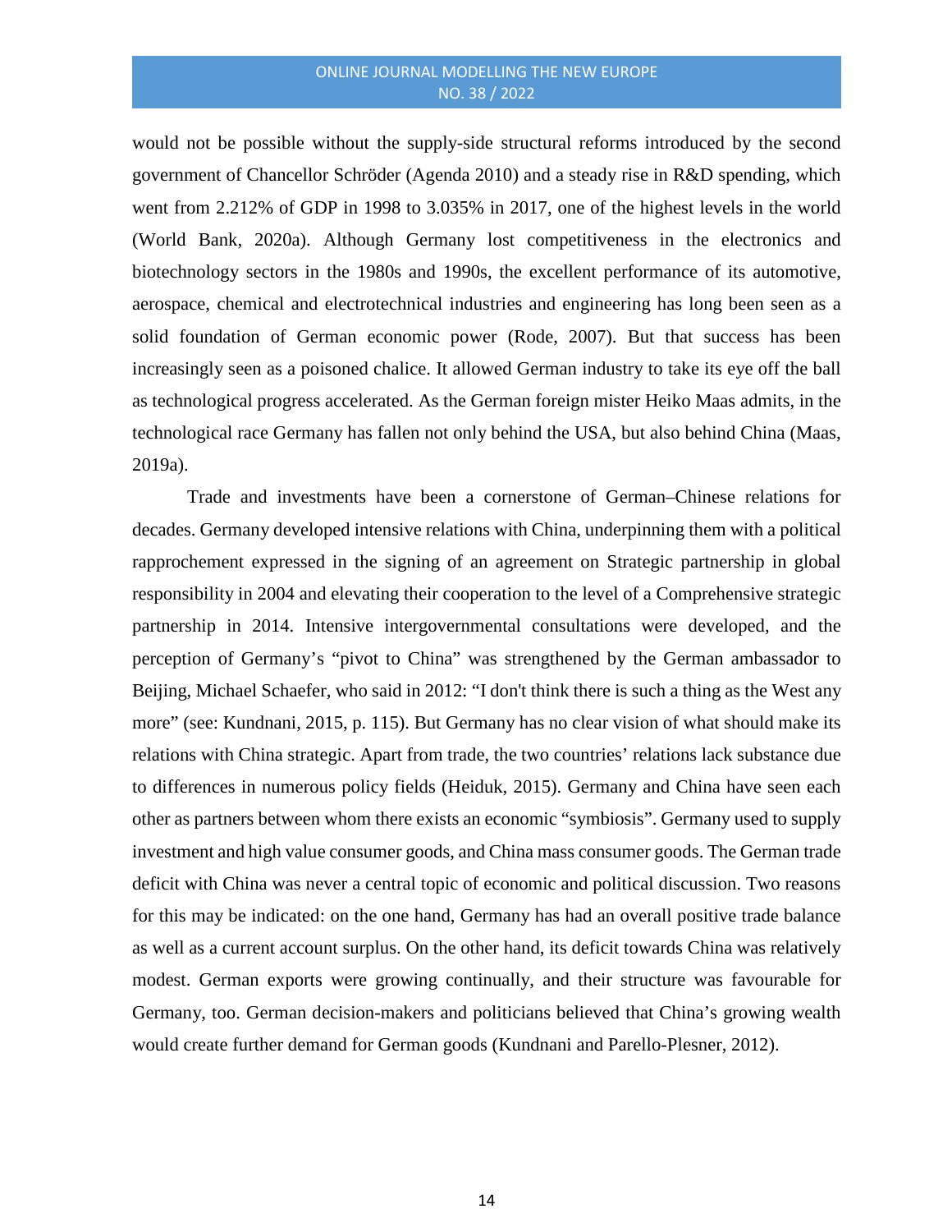would not be possible without the supply-side structural reforms introduced by the second government of Chancellor Schröder (Agenda 2010) and a steady rise in R&D spending, which went from 2.212% of GDP in 1998 to 3.035% in 2017, one of the highest levels in the world (World Bank, 2020a). Although Germany lost competitiveness in the electronics and biotechnology sectors in the 1980s and 1990s, the excellent performance of its automotive, aerospace, chemical and electrotechnical industries and engineering has long been seen as a solid foundation of German economic power (Rode, 2007). But that success has been increasingly seen as a poisoned chalice. It allowed German industry to take its eye off the ball as technological progress accelerated. As the German foreign mister Heiko Maas admits, in the technological race Germany has fallen not only behind the USA, but also behind China (Maas, 2019a).

Trade and investments have been a cornerstone of German–Chinese relations for decades. Germany developed intensive relations with China, underpinning them with a political rapprochement expressed in the signing of an agreement on Strategic partnership in global responsibility in 2004 and elevating their cooperation to the level of a Comprehensive strategic partnership in 2014. Intensive intergovernmental consultations were developed, and the perception of Germany's "pivot to China" was strengthened by the German ambassador to Beijing, Michael Schaefer, who said in 2012: "I don't think there is such a thing as the West any more" (see: Kundnani, 2015, p. 115). But Germany has no clear vision of what should make its relations with China strategic. Apart from trade, the two countries' relations lack substance due to differences in numerous policy fields (Heiduk, 2015). Germany and China have seen each other as partners between whom there exists an economic "symbiosis". Germany used to supply investment and high value consumer goods, and China mass consumer goods. The German trade deficit with China was never a central topic of economic and political discussion. Two reasons for this may be indicated: on the one hand, Germany has had an overall positive trade balance as well as a current account surplus. On the other hand, its deficit towards China was relatively modest. German exports were growing continually, and their structure was favourable for Germany, too. German decision-makers and politicians believed that China's growing wealth would create further demand for German goods (Kundnani and Parello-Plesner, 2012).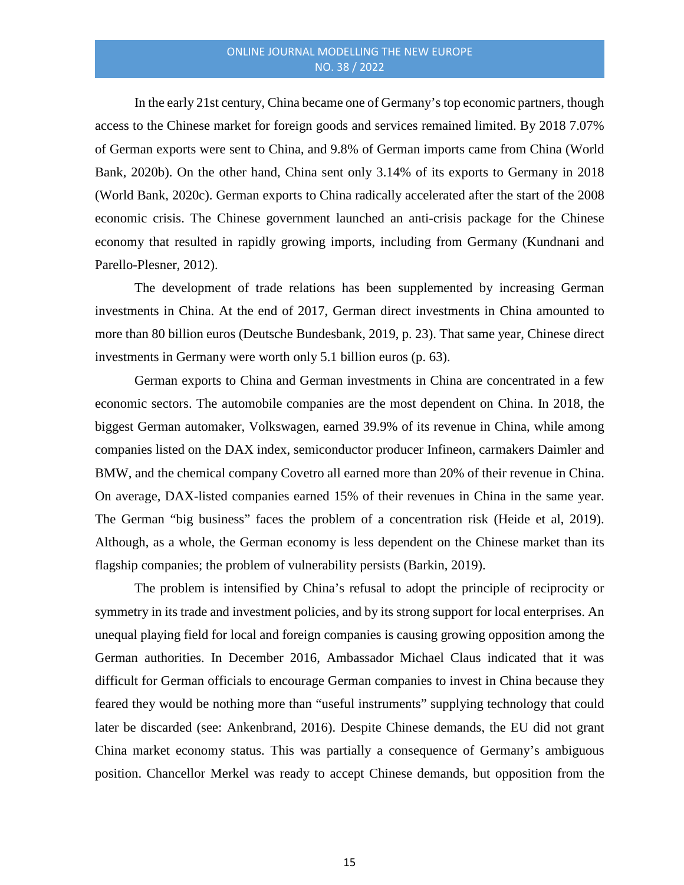In the early 21st century, China became one of Germany's top economic partners, though access to the Chinese market for foreign goods and services remained limited. By 2018 7.07% of German exports were sent to China, and 9.8% of German imports came from China (World Bank, 2020b). On the other hand, China sent only 3.14% of its exports to Germany in 2018 (World Bank, 2020c). German exports to China radically accelerated after the start of the 2008 economic crisis. The Chinese government launched an anti-crisis package for the Chinese economy that resulted in rapidly growing imports, including from Germany (Kundnani and Parello-Plesner, 2012).

The development of trade relations has been supplemented by increasing German investments in China. At the end of 2017, German direct investments in China amounted to more than 80 billion euros (Deutsche Bundesbank, 2019, p. 23). That same year, Chinese direct investments in Germany were worth only 5.1 billion euros (p. 63).

German exports to China and German investments in China are concentrated in a few economic sectors. The automobile companies are the most dependent on China. In 2018, the biggest German automaker, Volkswagen, earned 39.9% of its revenue in China, while among companies listed on the DAX index, semiconductor producer Infineon, carmakers Daimler and BMW, and the chemical company Covetro all earned more than 20% of their revenue in China. On average, DAX-listed companies earned 15% of their revenues in China in the same year. The German "big business" faces the problem of a concentration risk (Heide et al, 2019). Although, as a whole, the German economy is less dependent on the Chinese market than its flagship companies; the problem of vulnerability persists (Barkin, 2019).

The problem is intensified by China's refusal to adopt the principle of reciprocity or symmetry in its trade and investment policies, and by its strong support for local enterprises. An unequal playing field for local and foreign companies is causing growing opposition among the German authorities. In December 2016, Ambassador Michael Claus indicated that it was difficult for German officials to encourage German companies to invest in China because they feared they would be nothing more than "useful instruments" supplying technology that could later be discarded (see: Ankenbrand, 2016). Despite Chinese demands, the EU did not grant China market economy status. This was partially a consequence of Germany's ambiguous position. Chancellor Merkel was ready to accept Chinese demands, but opposition from the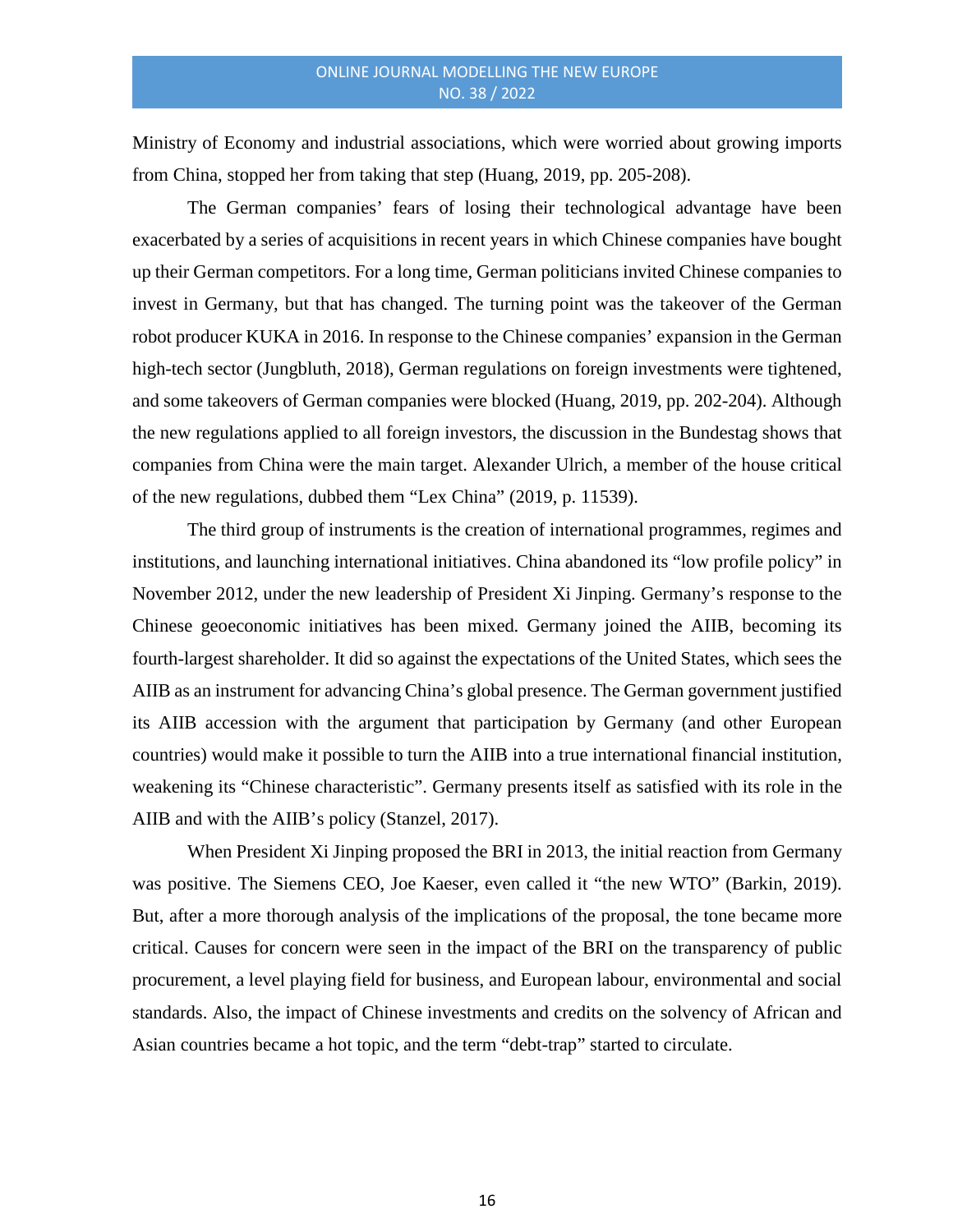Ministry of Economy and industrial associations, which were worried about growing imports from China, stopped her from taking that step (Huang, 2019, pp. 205-208).

The German companies' fears of losing their technological advantage have been exacerbated by a series of acquisitions in recent years in which Chinese companies have bought up their German competitors. For a long time, German politicians invited Chinese companies to invest in Germany, but that has changed. The turning point was the takeover of the German robot producer KUKA in 2016. In response to the Chinese companies' expansion in the German high-tech sector (Jungbluth, 2018), German regulations on foreign investments were tightened, and some takeovers of German companies were blocked (Huang, 2019, pp. 202-204). Although the new regulations applied to all foreign investors, the discussion in the Bundestag shows that companies from China were the main target. Alexander Ulrich, a member of the house critical of the new regulations, dubbed them "Lex China" (2019, p. 11539).

The third group of instruments is the creation of international programmes, regimes and institutions, and launching international initiatives. China abandoned its "low profile policy" in November 2012, under the new leadership of President Xi Jinping. Germany's response to the Chinese geoeconomic initiatives has been mixed. Germany joined the AIIB, becoming its fourth-largest shareholder. It did so against the expectations of the United States, which sees the AIIB as an instrument for advancing China's global presence. The German government justified its AIIB accession with the argument that participation by Germany (and other European countries) would make it possible to turn the AIIB into a true international financial institution, weakening its "Chinese characteristic". Germany presents itself as satisfied with its role in the AIIB and with the AIIB's policy (Stanzel, 2017).

When President Xi Jinping proposed the BRI in 2013, the initial reaction from Germany was positive. The Siemens CEO, Joe Kaeser, even called it "the new WTO" (Barkin, 2019). But, after a more thorough analysis of the implications of the proposal, the tone became more critical. Causes for concern were seen in the impact of the BRI on the transparency of public procurement, a level playing field for business, and European labour, environmental and social standards. Also, the impact of Chinese investments and credits on the solvency of African and Asian countries became a hot topic, and the term "debt-trap" started to circulate.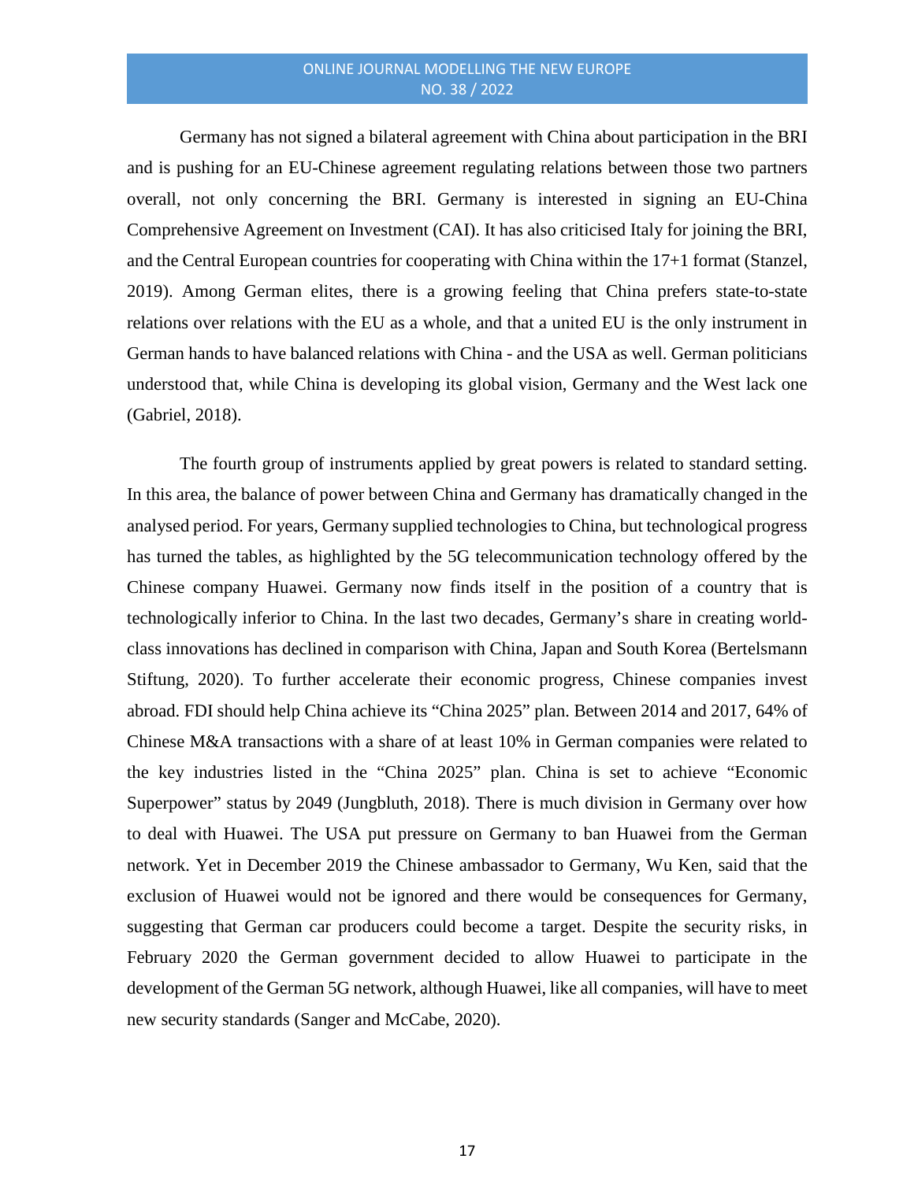Germany has not signed a bilateral agreement with China about participation in the BRI and is pushing for an EU-Chinese agreement regulating relations between those two partners overall, not only concerning the BRI. Germany is interested in signing an EU-China Comprehensive Agreement on Investment (CAI). It has also criticised Italy for joining the BRI, and the Central European countries for cooperating with China within the 17+1 format (Stanzel, 2019). Among German elites, there is a growing feeling that China prefers state-to-state relations over relations with the EU as a whole, and that a united EU is the only instrument in German hands to have balanced relations with China - and the USA as well. German politicians understood that, while China is developing its global vision, Germany and the West lack one (Gabriel, 2018).

The fourth group of instruments applied by great powers is related to standard setting. In this area, the balance of power between China and Germany has dramatically changed in the analysed period. For years, Germany supplied technologies to China, but technological progress has turned the tables, as highlighted by the 5G telecommunication technology offered by the Chinese company Huawei. Germany now finds itself in the position of a country that is technologically inferior to China. In the last two decades, Germany's share in creating world-class innovations has declined in comparison with China, Japan and South Korea (Bertelsmann Stiftung, 2020). To further accelerate their economic progress, Chinese companies invest abroad. FDI should help China achieve its "China 2025" plan. Between 2014 and 2017, 64% of Chinese M&A transactions with a share of at least 10% in German companies were related to the key industries listed in the "China 2025" plan. China is set to achieve "Economic Superpower" status by 2049 (Jungbluth, 2018). There is much division in Germany over how to deal with Huawei. The USA put pressure on Germany to ban Huawei from the German network. Yet in December 2019 the Chinese ambassador to Germany, Wu Ken, said that the exclusion of Huawei would not be ignored and there would be consequences for Germany, suggesting that German car producers could become a target. Despite the security risks, in February 2020 the German government decided to allow Huawei to participate in the development of the German 5G network, although Huawei, like all companies, will have to meet new security standards (Sanger and McCabe, 2020).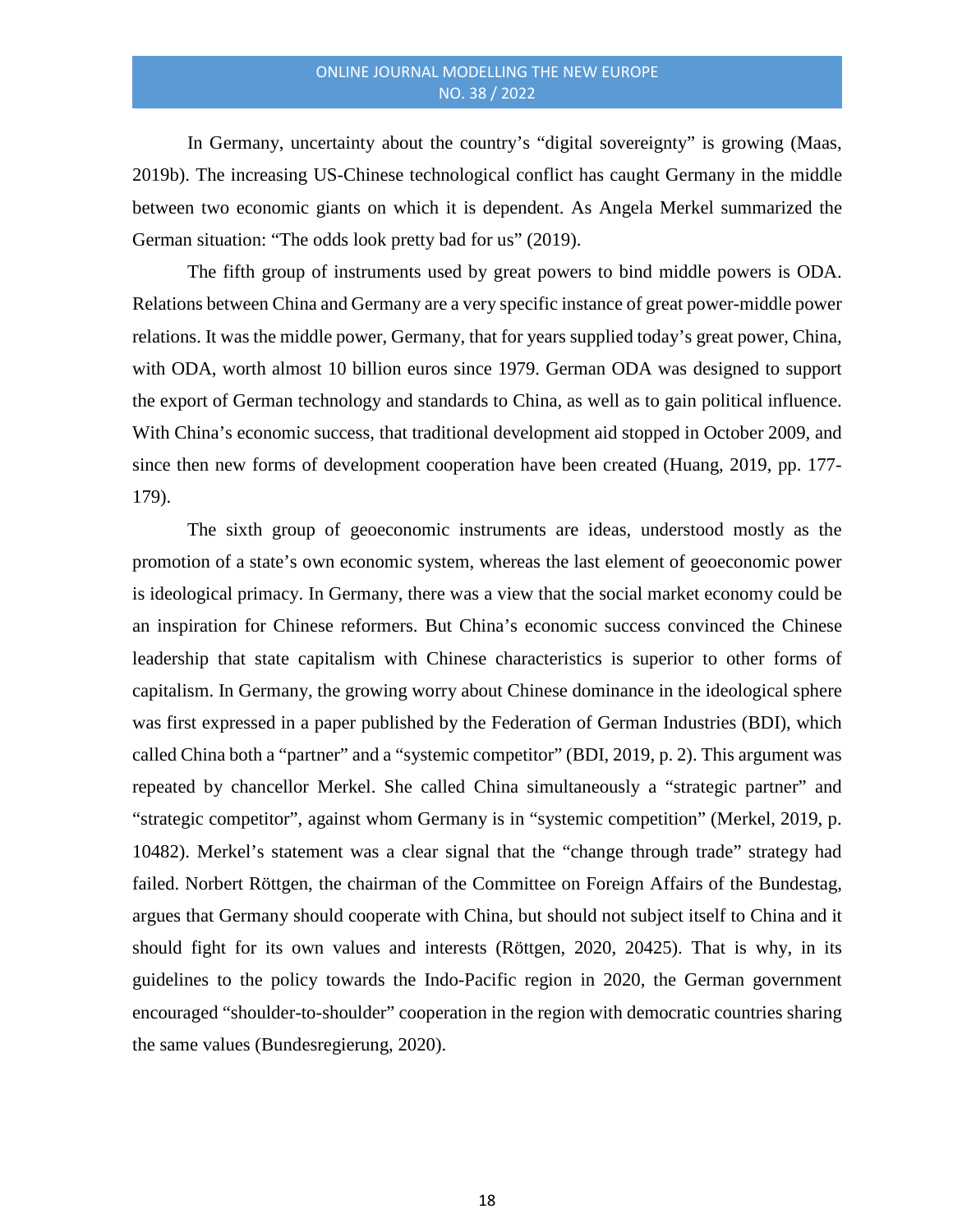In Germany, uncertainty about the country's "digital sovereignty" is growing (Maas, 2019b). The increasing US-Chinese technological conflict has caught Germany in the middle between two economic giants on which it is dependent. As Angela Merkel summarized the German situation: "The odds look pretty bad for us" (2019).

The fifth group of instruments used by great powers to bind middle powers is ODA. Relations between China and Germany are a very specific instance of great power-middle power relations. It was the middle power, Germany, that for years supplied today's great power, China, with ODA, worth almost 10 billion euros since 1979. German ODA was designed to support the export of German technology and standards to China, as well as to gain political influence. With China's economic success, that traditional development aid stopped in October 2009, and since then new forms of development cooperation have been created (Huang, 2019, pp. 177-179).

The sixth group of geoeconomic instruments are ideas, understood mostly as the promotion of a state's own economic system, whereas the last element of geoeconomic power is ideological primacy. In Germany, there was a view that the social market economy could be an inspiration for Chinese reformers. But China's economic success convinced the Chinese leadership that state capitalism with Chinese characteristics is superior to other forms of capitalism. In Germany, the growing worry about Chinese dominance in the ideological sphere was first expressed in a paper published by the Federation of German Industries (BDI), which called China both a "partner" and a "systemic competitor" (BDI, 2019, p. 2). This argument was repeated by chancellor Merkel. She called China simultaneously a "strategic partner" and "strategic competitor", against whom Germany is in "systemic competition" (Merkel, 2019, p. 10482). Merkel's statement was a clear signal that the "change through trade" strategy had failed. Norbert Röttgen, the chairman of the Committee on Foreign Affairs of the Bundestag, argues that Germany should cooperate with China, but should not subject itself to China and it should fight for its own values and interests (Röttgen, 2020, 20425). That is why, in its guidelines to the policy towards the Indo-Pacific region in 2020, the German government encouraged "shoulder-to-shoulder" cooperation in the region with democratic countries sharing the same values (Bundesregierung, 2020).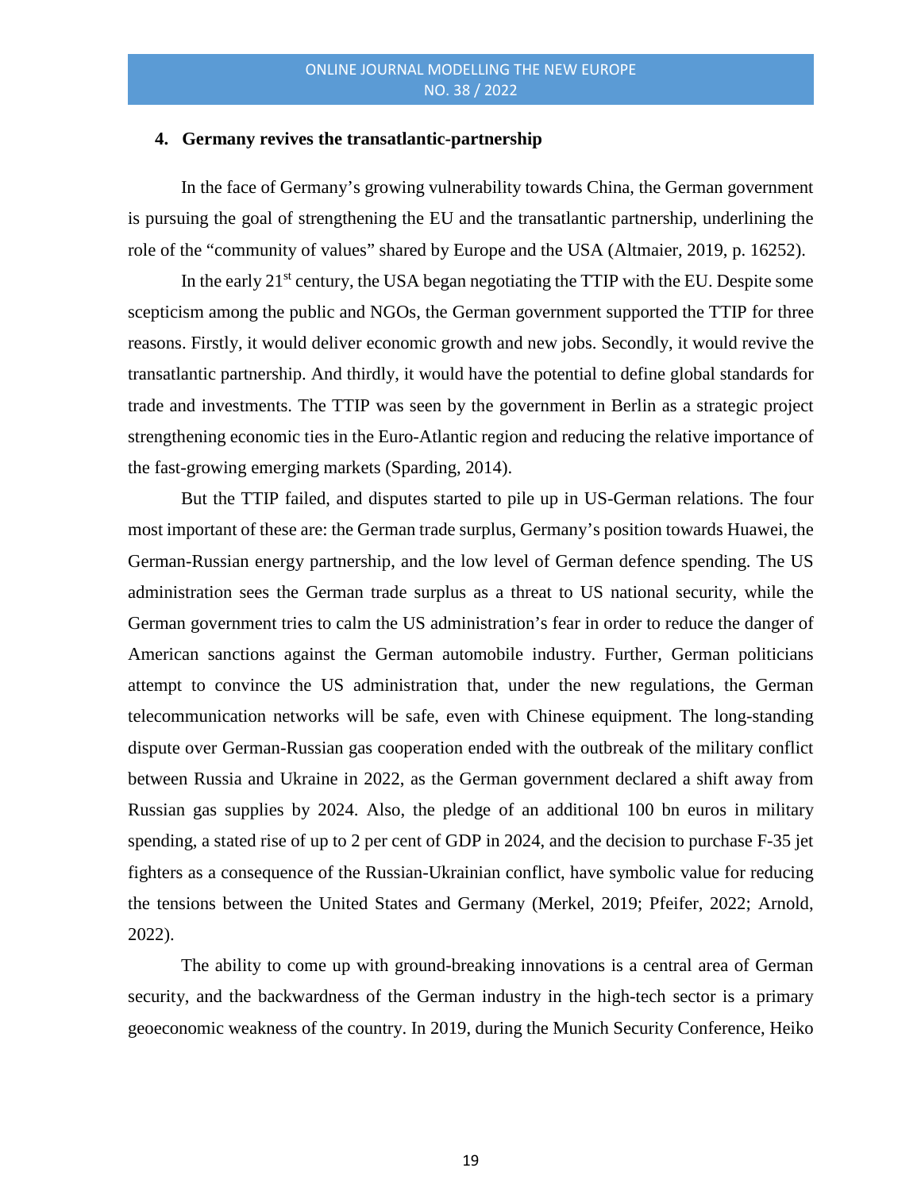## 4. Germany revives the transatlantic-partnership

In the face of Germany's growing vulnerability towards China, the German government is pursuing the goal of strengthening the EU and the transatlantic partnership, underlining the role of the "community of values" shared by Europe and the USA (Altmaier, 2019, p. 16252).

In the early 21st century, the USA began negotiating the TTIP with the EU. Despite some scepticism among the public and NGOs, the German government supported the TTIP for three reasons. Firstly, it would deliver economic growth and new jobs. Secondly, it would revive the transatlantic partnership. And thirdly, it would have the potential to define global standards for trade and investments. The TTIP was seen by the government in Berlin as a strategic project strengthening economic ties in the Euro-Atlantic region and reducing the relative importance of the fast-growing emerging markets (Sparding, 2014).

But the TTIP failed, and disputes started to pile up in US-German relations. The four most important of these are: the German trade surplus, Germany's position towards Huawei, the German-Russian energy partnership, and the low level of German defence spending. The US administration sees the German trade surplus as a threat to US national security, while the German government tries to calm the US administration's fear in order to reduce the danger of American sanctions against the German automobile industry. Further, German politicians attempt to convince the US administration that, under the new regulations, the German telecommunication networks will be safe, even with Chinese equipment. The long-standing dispute over German-Russian gas cooperation ended with the outbreak of the military conflict between Russia and Ukraine in 2022, as the German government declared a shift away from Russian gas supplies by 2024. Also, the pledge of an additional 100 bn euros in military spending, a stated rise of up to 2 per cent of GDP in 2024, and the decision to purchase F-35 jet fighters as a consequence of the Russian-Ukrainian conflict, have symbolic value for reducing the tensions between the United States and Germany (Merkel, 2019; Pfeifer, 2022; Arnold, 2022).

The ability to come up with ground-breaking innovations is a central area of German security, and the backwardness of the German industry in the high-tech sector is a primary geoeconomic weakness of the country. In 2019, during the Munich Security Conference, Heiko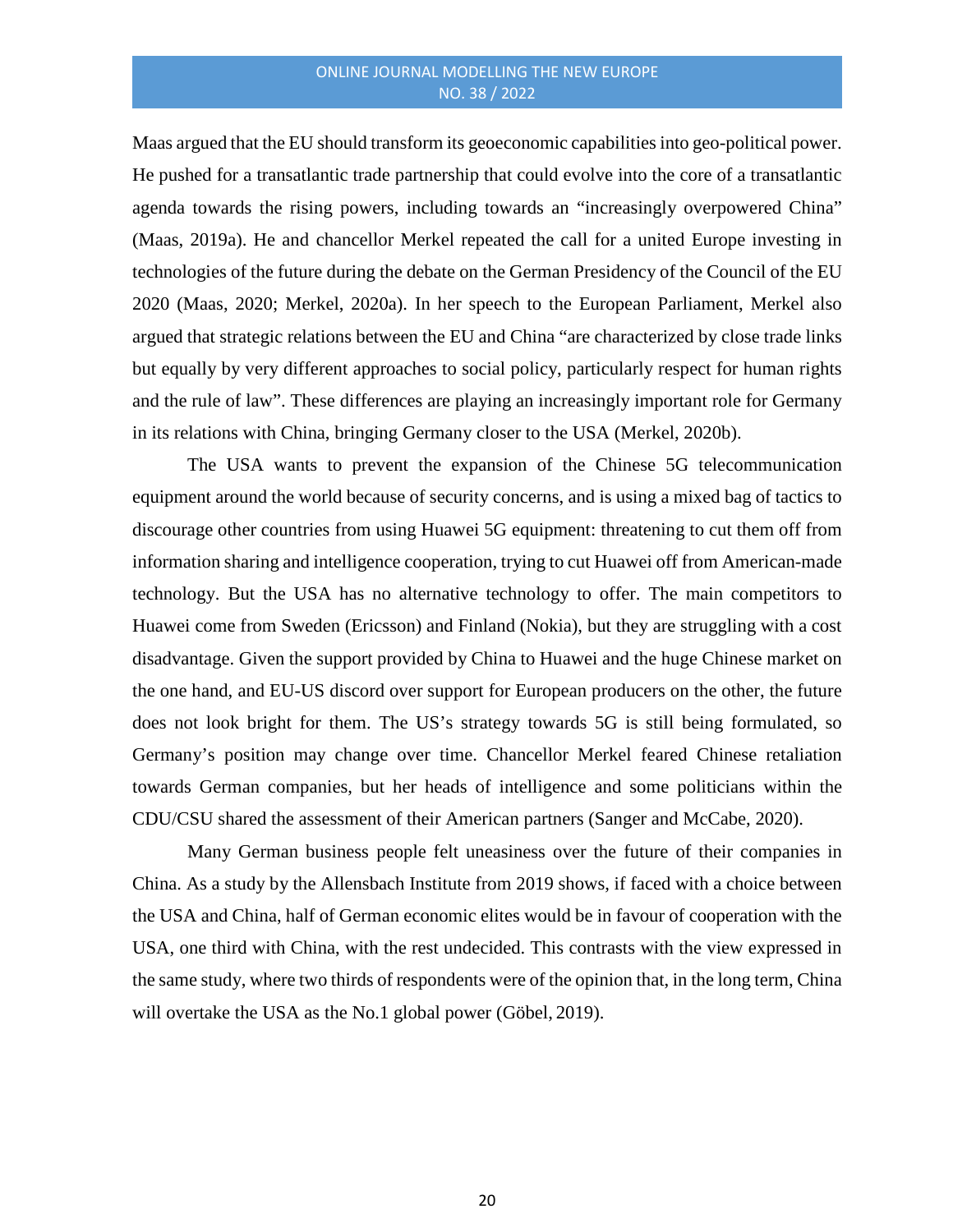Maas argued that the EU should transform its geoeconomic capabilities into geo-political power. He pushed for a transatlantic trade partnership that could evolve into the core of a transatlantic agenda towards the rising powers, including towards an “increasingly overpowered China” (Maas, 2019a). He and chancellor Merkel repeated the call for a united Europe investing in technologies of the future during the debate on the German Presidency of the Council of the EU 2020 (Maas, 2020; Merkel, 2020a). In her speech to the European Parliament, Merkel also argued that strategic relations between the EU and China “are characterized by close trade links but equally by very different approaches to social policy, particularly respect for human rights and the rule of law”. These differences are playing an increasingly important role for Germany in its relations with China, bringing Germany closer to the USA (Merkel, 2020b).

The USA wants to prevent the expansion of the Chinese 5G telecommunication equipment around the world because of security concerns, and is using a mixed bag of tactics to discourage other countries from using Huawei 5G equipment: threatening to cut them off from information sharing and intelligence cooperation, trying to cut Huawei off from American-made technology. But the USA has no alternative technology to offer. The main competitors to Huawei come from Sweden (Ericsson) and Finland (Nokia), but they are struggling with a cost disadvantage. Given the support provided by China to Huawei and the huge Chinese market on the one hand, and EU-US discord over support for European producers on the other, the future does not look bright for them. The US’s strategy towards 5G is still being formulated, so Germany’s position may change over time. Chancellor Merkel feared Chinese retaliation towards German companies, but her heads of intelligence and some politicians within the CDU/CSU shared the assessment of their American partners (Sanger and McCabe, 2020).

Many German business people felt uneasiness over the future of their companies in China. As a study by the Allensbach Institute from 2019 shows, if faced with a choice between the USA and China, half of German economic elites would be in favour of cooperation with the USA, one third with China, with the rest undecided. This contrasts with the view expressed in the same study, where two thirds of respondents were of the opinion that, in the long term, China will overtake the USA as the No.1 global power (Göbel, 2019).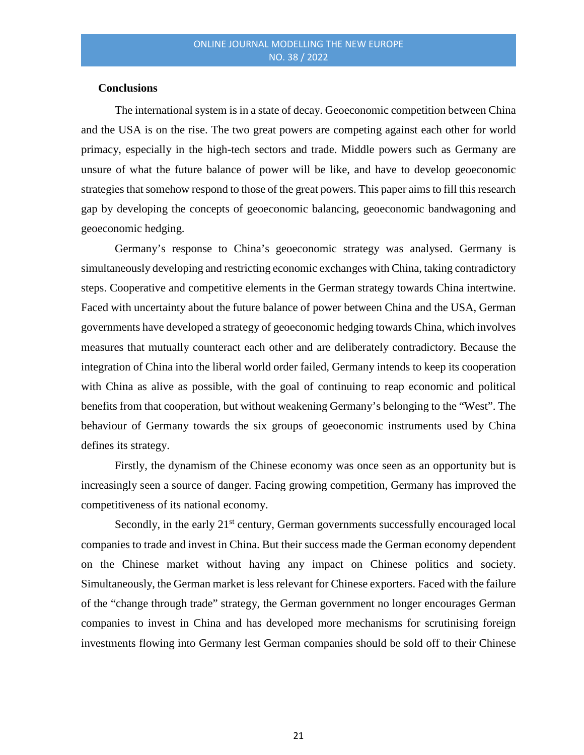## Conclusions

The international system is in a state of decay. Geoeconomic competition between China and the USA is on the rise. The two great powers are competing against each other for world primacy, especially in the high-tech sectors and trade. Middle powers such as Germany are unsure of what the future balance of power will be like, and have to develop geoeconomic strategies that somehow respond to those of the great powers. This paper aims to fill this research gap by developing the concepts of geoeconomic balancing, geoeconomic bandwagoning and geoeconomic hedging.

Germany's response to China's geoeconomic strategy was analysed. Germany is simultaneously developing and restricting economic exchanges with China, taking contradictory steps. Cooperative and competitive elements in the German strategy towards China intertwine. Faced with uncertainty about the future balance of power between China and the USA, German governments have developed a strategy of geoeconomic hedging towards China, which involves measures that mutually counteract each other and are deliberately contradictory. Because the integration of China into the liberal world order failed, Germany intends to keep its cooperation with China as alive as possible, with the goal of continuing to reap economic and political benefits from that cooperation, but without weakening Germany's belonging to the "West". The behaviour of Germany towards the six groups of geoeconomic instruments used by China defines its strategy.

Firstly, the dynamism of the Chinese economy was once seen as an opportunity but is increasingly seen a source of danger. Facing growing competition, Germany has improved the competitiveness of its national economy.

Secondly, in the early 21st century, German governments successfully encouraged local companies to trade and invest in China. But their success made the German economy dependent on the Chinese market without having any impact on Chinese politics and society. Simultaneously, the German market is less relevant for Chinese exporters. Faced with the failure of the "change through trade" strategy, the German government no longer encourages German companies to invest in China and has developed more mechanisms for scrutinising foreign investments flowing into Germany lest German companies should be sold off to their Chinese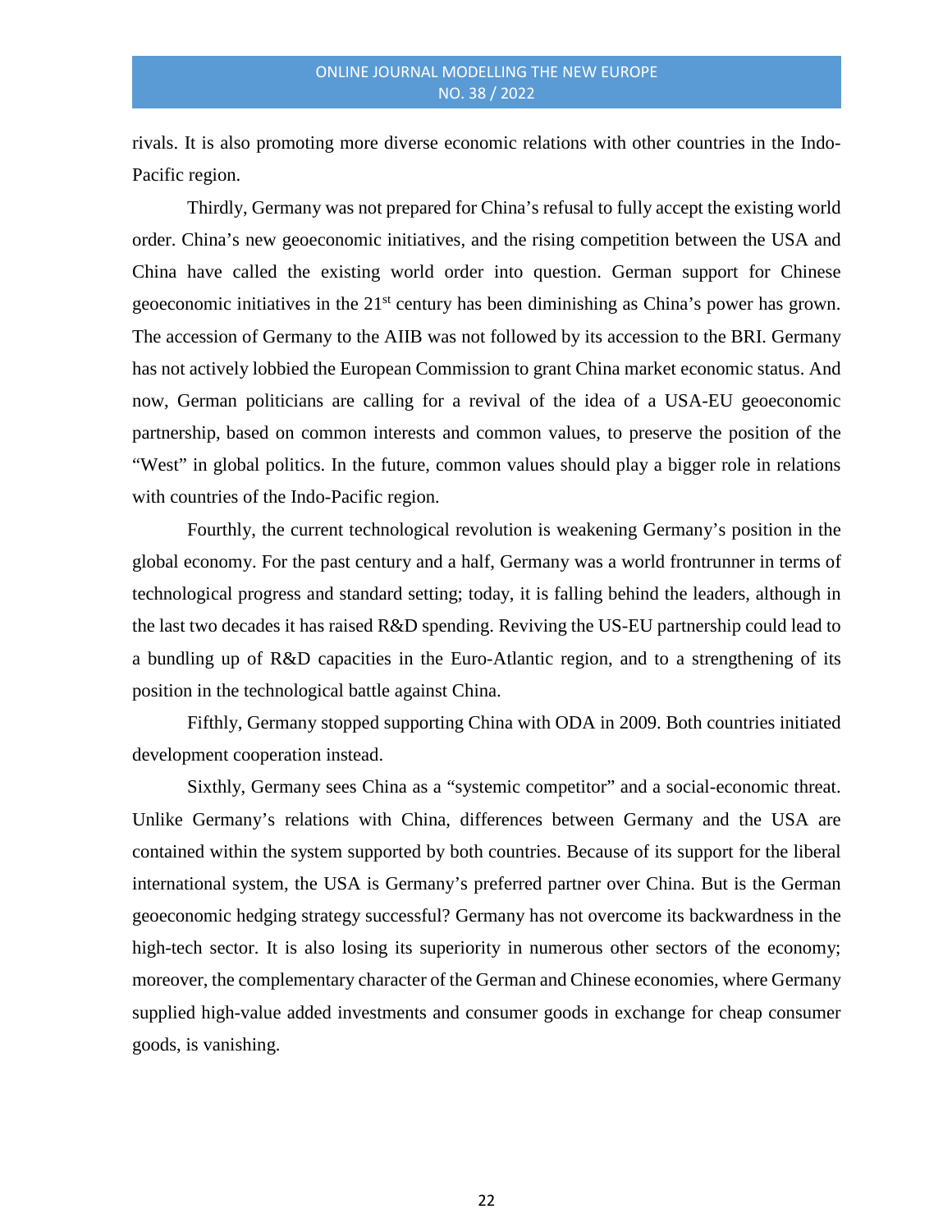rivals. It is also promoting more diverse economic relations with other countries in the Indo-Pacific region.

Thirdly, Germany was not prepared for China's refusal to fully accept the existing world order. China's new geoeconomic initiatives, and the rising competition between the USA and China have called the existing world order into question. German support for Chinese geoeconomic initiatives in the 21st century has been diminishing as China's power has grown. The accession of Germany to the AIIB was not followed by its accession to the BRI. Germany has not actively lobbied the European Commission to grant China market economic status. And now, German politicians are calling for a revival of the idea of a USA-EU geoeconomic partnership, based on common interests and common values, to preserve the position of the "West" in global politics. In the future, common values should play a bigger role in relations with countries of the Indo-Pacific region.

Fourthly, the current technological revolution is weakening Germany's position in the global economy. For the past century and a half, Germany was a world frontrunner in terms of technological progress and standard setting; today, it is falling behind the leaders, although in the last two decades it has raised R&D spending. Reviving the US-EU partnership could lead to a bundling up of R&D capacities in the Euro-Atlantic region, and to a strengthening of its position in the technological battle against China.

Fifthly, Germany stopped supporting China with ODA in 2009. Both countries initiated development cooperation instead.

Sixthly, Germany sees China as a "systemic competitor" and a social-economic threat. Unlike Germany's relations with China, differences between Germany and the USA are contained within the system supported by both countries. Because of its support for the liberal international system, the USA is Germany's preferred partner over China. But is the German geoeconomic hedging strategy successful? Germany has not overcome its backwardness in the high-tech sector. It is also losing its superiority in numerous other sectors of the economy; moreover, the complementary character of the German and Chinese economies, where Germany supplied high-value added investments and consumer goods in exchange for cheap consumer goods, is vanishing.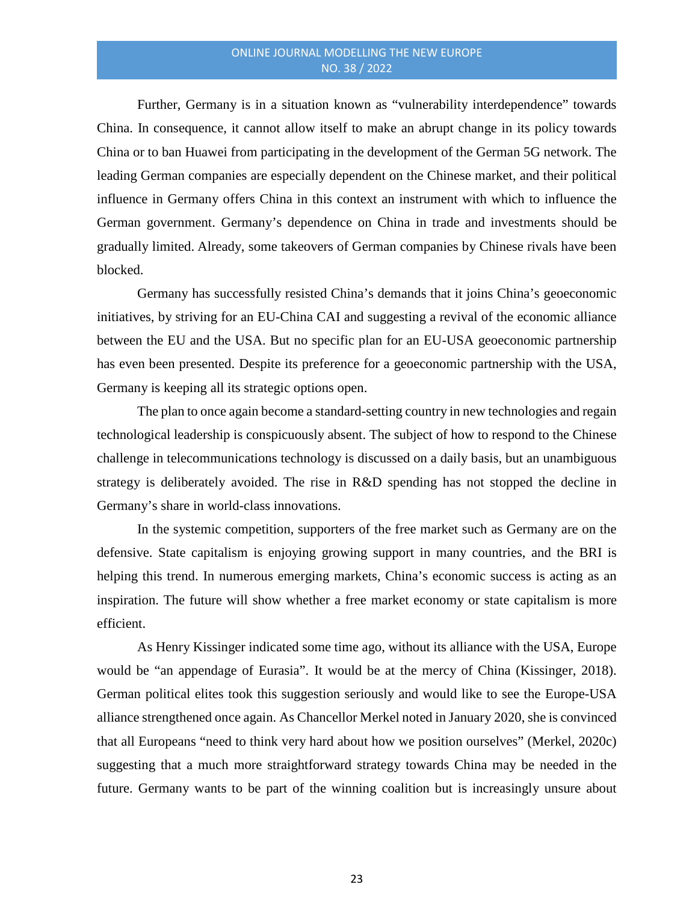Further, Germany is in a situation known as "vulnerability interdependence" towards China. In consequence, it cannot allow itself to make an abrupt change in its policy towards China or to ban Huawei from participating in the development of the German 5G network. The leading German companies are especially dependent on the Chinese market, and their political influence in Germany offers China in this context an instrument with which to influence the German government. Germany's dependence on China in trade and investments should be gradually limited. Already, some takeovers of German companies by Chinese rivals have been blocked.

Germany has successfully resisted China's demands that it joins China's geoeconomic initiatives, by striving for an EU-China CAI and suggesting a revival of the economic alliance between the EU and the USA. But no specific plan for an EU-USA geoeconomic partnership has even been presented. Despite its preference for a geoeconomic partnership with the USA, Germany is keeping all its strategic options open.

The plan to once again become a standard-setting country in new technologies and regain technological leadership is conspicuously absent. The subject of how to respond to the Chinese challenge in telecommunications technology is discussed on a daily basis, but an unambiguous strategy is deliberately avoided. The rise in R&D spending has not stopped the decline in Germany's share in world-class innovations.

In the systemic competition, supporters of the free market such as Germany are on the defensive. State capitalism is enjoying growing support in many countries, and the BRI is helping this trend. In numerous emerging markets, China's economic success is acting as an inspiration. The future will show whether a free market economy or state capitalism is more efficient.

As Henry Kissinger indicated some time ago, without its alliance with the USA, Europe would be "an appendage of Eurasia". It would be at the mercy of China (Kissinger, 2018). German political elites took this suggestion seriously and would like to see the Europe-USA alliance strengthened once again. As Chancellor Merkel noted in January 2020, she is convinced that all Europeans "need to think very hard about how we position ourselves" (Merkel, 2020c) suggesting that a much more straightforward strategy towards China may be needed in the future. Germany wants to be part of the winning coalition but is increasingly unsure about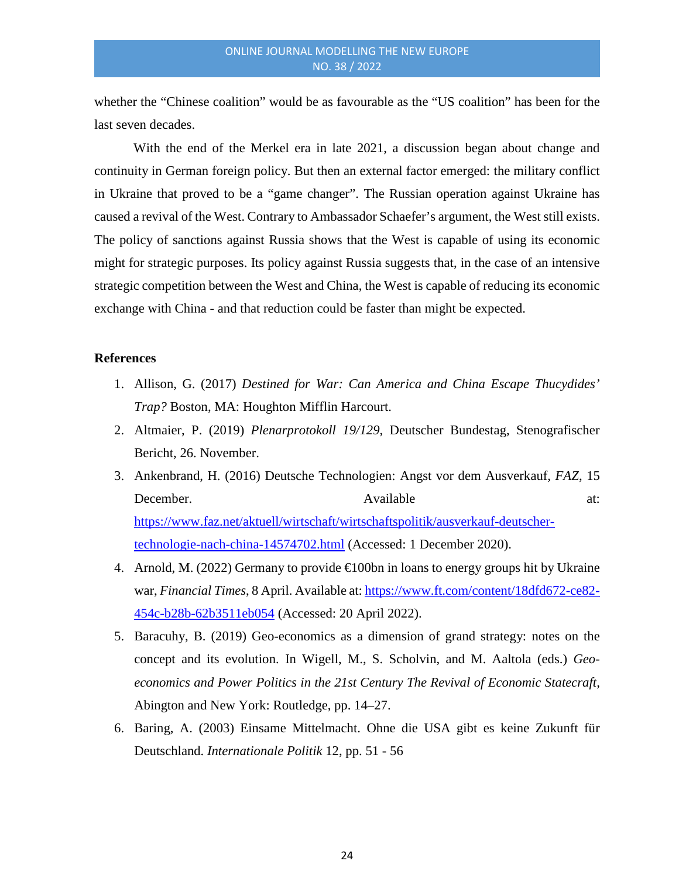whether the "Chinese coalition" would be as favourable as the "US coalition" has been for the last seven decades.

With the end of the Merkel era in late 2021, a discussion began about change and continuity in German foreign policy. But then an external factor emerged: the military conflict in Ukraine that proved to be a "game changer". The Russian operation against Ukraine has caused a revival of the West. Contrary to Ambassador Schaefer's argument, the West still exists. The policy of sanctions against Russia shows that the West is capable of using its economic might for strategic purposes. Its policy against Russia suggests that, in the case of an intensive strategic competition between the West and China, the West is capable of reducing its economic exchange with China - and that reduction could be faster than might be expected.

**References**

1. Allison, G. (2017) *Destined for War: Can America and China Escape Thucydides' Trap?* Boston, MA: Houghton Mifflin Harcourt.
2. Altmaier, P. (2019) *Plenarprotokoll 19/129*, Deutscher Bundestag, Stenografischer Bericht, 26. November.
3. Ankenbrand, H. (2016) Deutsche Technologien: Angst vor dem Ausverkauf, *FAZ*, 15 December. Available at: https://www.faz.net/aktuell/wirtschaft/wirtschaftspolitik/ausverkauf-deutscher-technologie-nach-china-14574702.html (Accessed: 1 December 2020).
4. Arnold, M. (2022) Germany to provide €100bn in loans to energy groups hit by Ukraine war, *Financial Times*, 8 April. Available at: https://www.ft.com/content/18dfd672-ce82-454c-b28b-62b3511eb054 (Accessed: 20 April 2022).
5. Baracuhy, B. (2019) Geo-economics as a dimension of grand strategy: notes on the concept and its evolution. In Wigell, M., S. Scholvin, and M. Aaltola (eds.) *Geo-economics and Power Politics in the 21st Century The Revival of Economic Statecraft*, Abington and New York: Routledge, pp. 14–27.
6. Baring, A. (2003) Einsame Mittelmacht. Ohne die USA gibt es keine Zukunft für Deutschland. *Internationale Politik* 12, pp. 51 - 56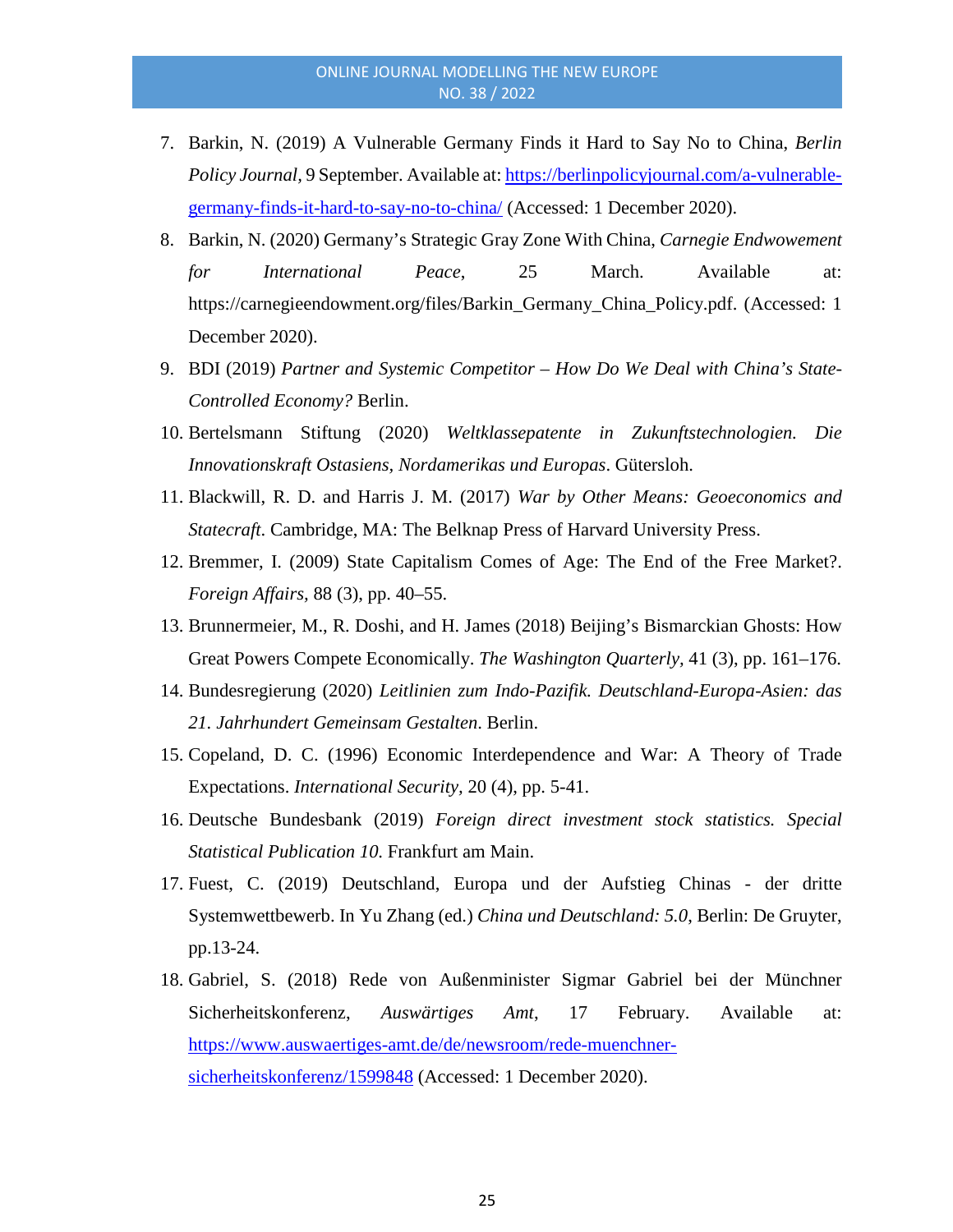7. Barkin, N. (2019) A Vulnerable Germany Finds it Hard to Say No to China, *Berlin Policy Journal*, 9 September. Available at: https://berlinpolicyjournal.com/a-vulnerable-germany-finds-it-hard-to-say-no-to-china/ (Accessed: 1 December 2020).
8. Barkin, N. (2020) Germany's Strategic Gray Zone With China, *Carnegie Endwowement for International Peace*, 25 March. Available at: https://carnegieendowment.org/files/Barkin_Germany_China_Policy.pdf. (Accessed: 1 December 2020).
9. BDI (2019) *Partner and Systemic Competitor – How Do We Deal with China's State-Controlled Economy?* Berlin.
10. Bertelsmann Stiftung (2020) *Weltklassepatente in Zukunftstechnologien. Die Innovationskraft Ostasiens, Nordamerikas und Europas*. Gütersloh.
11. Blackwill, R. D. and Harris J. M. (2017) *War by Other Means: Geoeconomics and Statecraft*. Cambridge, MA: The Belknap Press of Harvard University Press.
12. Bremmer, I. (2009) State Capitalism Comes of Age: The End of the Free Market?. *Foreign Affairs*, 88 (3), pp. 40–55.
13. Brunnermeier, M., R. Doshi, and H. James (2018) Beijing's Bismarckian Ghosts: How Great Powers Compete Economically. *The Washington Quarterly*, 41 (3), pp. 161–176.
14. Bundesregierung (2020) *Leitlinien zum Indo-Pazifik. Deutschland-Europa-Asien: das 21. Jahrhundert Gemeinsam Gestalten*. Berlin.
15. Copeland, D. C. (1996) Economic Interdependence and War: A Theory of Trade Expectations. *International Security*, 20 (4), pp. 5-41.
16. Deutsche Bundesbank (2019) *Foreign direct investment stock statistics. Special Statistical Publication 10.* Frankfurt am Main.
17. Fuest, C. (2019) Deutschland, Europa und der Aufstieg Chinas - der dritte Systemwettbewerb. In Yu Zhang (ed.) *China und Deutschland: 5.0*, Berlin: De Gruyter, pp.13-24.
18. Gabriel, S. (2018) Rede von Außenminister Sigmar Gabriel bei der Münchner Sicherheitskonferenz, *Auswärtiges Amt*, 17 February. Available at: https://www.auswaertiges-amt.de/de/newsroom/rede-muenchner-sicherheitskonferenz/1599848 (Accessed: 1 December 2020).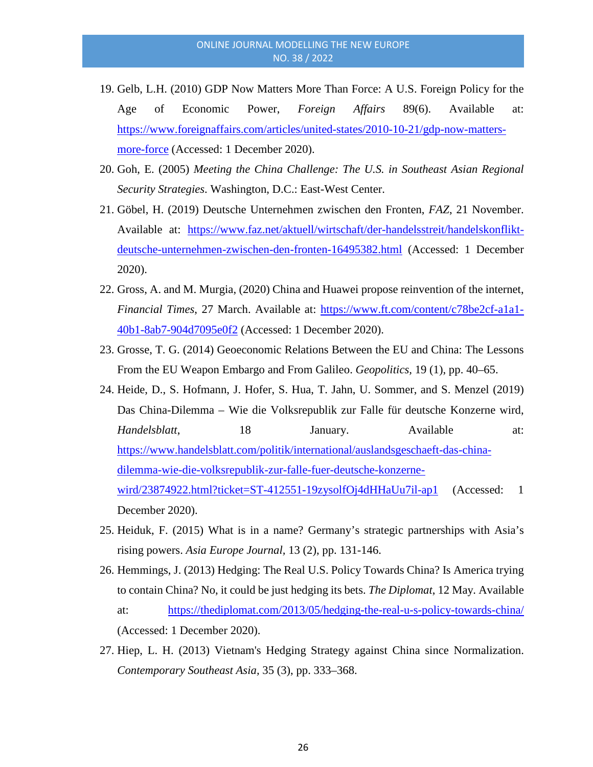19. Gelb, L.H. (2010) GDP Now Matters More Than Force: A U.S. Foreign Policy for the Age of Economic Power, *Foreign Affairs* 89(6). Available at: https://www.foreignaffairs.com/articles/united-states/2010-10-21/gdp-now-matters-more-force (Accessed: 1 December 2020).
20. Goh, E. (2005) *Meeting the China Challenge: The U.S. in Southeast Asian Regional Security Strategies*. Washington, D.C.: East-West Center.
21. Göbel, H. (2019) Deutsche Unternehmen zwischen den Fronten, *FAZ*, 21 November. Available at: https://www.faz.net/aktuell/wirtschaft/der-handelsstreit/handelskonflikt-deutsche-unternehmen-zwischen-den-fronten-16495382.html (Accessed: 1 December 2020).
22. Gross, A. and M. Murgia, (2020) China and Huawei propose reinvention of the internet, *Financial Times*, 27 March. Available at: https://www.ft.com/content/c78be2cf-a1a1-40b1-8ab7-904d7095e0f2 (Accessed: 1 December 2020).
23. Grosse, T. G. (2014) Geoeconomic Relations Between the EU and China: The Lessons From the EU Weapon Embargo and From Galileo. *Geopolitics,* 19 (1), pp. 40–65.
24. Heide, D., S. Hofmann, J. Hofer, S. Hua, T. Jahn, U. Sommer, and S. Menzel (2019) Das China-Dilemma – Wie die Volksrepublik zur Falle für deutsche Konzerne wird, *Handelsblatt*, 18 January. Available at: https://www.handelsblatt.com/politik/international/auslandsgeschaeft-das-china-dilemma-wie-die-volksrepublik-zur-falle-fuer-deutsche-konzerne-wird/23874922.html?ticket=ST-412551-19zysolfOj4dHHaUu7il-ap1 (Accessed: 1 December 2020).
25. Heiduk, F. (2015) What is in a name? Germany's strategic partnerships with Asia's rising powers. *Asia Europe Journal,* 13 (2), pp. 131-146.
26. Hemmings, J. (2013) Hedging: The Real U.S. Policy Towards China? Is America trying to contain China? No, it could be just hedging its bets. *The Diplomat*, 12 May. Available at: https://thediplomat.com/2013/05/hedging-the-real-u-s-policy-towards-china/ (Accessed: 1 December 2020).
27. Hiep, L. H. (2013) Vietnam's Hedging Strategy against China since Normalization. *Contemporary Southeast Asia*, 35 (3), pp. 333–368.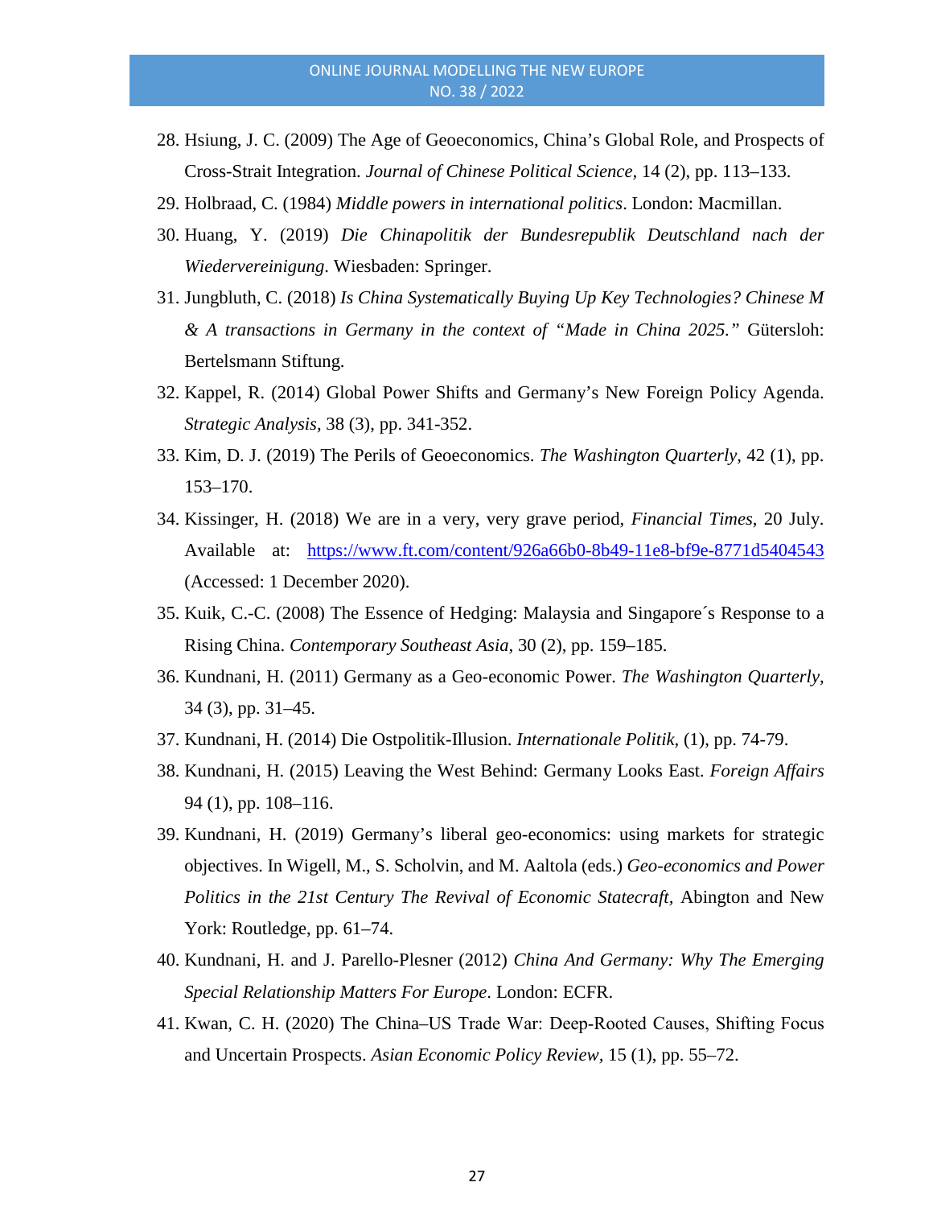28. Hsiung, J. C. (2009) The Age of Geoeconomics, China's Global Role, and Prospects of Cross-Strait Integration. *Journal of Chinese Political Science*, 14 (2), pp. 113–133.
29. Holbraad, C. (1984) *Middle powers in international politics*. London: Macmillan.
30. Huang, Y. (2019) *Die Chinapolitik der Bundesrepublik Deutschland nach der Wiedervereinigung*. Wiesbaden: Springer.
31. Jungbluth, C. (2018) *Is China Systematically Buying Up Key Technologies? Chinese M & A transactions in Germany in the context of "Made in China 2025."* Gütersloh: Bertelsmann Stiftung.
32. Kappel, R. (2014) Global Power Shifts and Germany's New Foreign Policy Agenda. *Strategic Analysis*, 38 (3), pp. 341-352.
33. Kim, D. J. (2019) The Perils of Geoeconomics. *The Washington Quarterly*, 42 (1), pp. 153–170.
34. Kissinger, H. (2018) We are in a very, very grave period, *Financial Times*, 20 July. Available at: https://www.ft.com/content/926a66b0-8b49-11e8-bf9e-8771d5404543 (Accessed: 1 December 2020).
35. Kuik, C.-C. (2008) The Essence of Hedging: Malaysia and Singapore´s Response to a Rising China. *Contemporary Southeast Asia*, 30 (2), pp. 159–185.
36. Kundnani, H. (2011) Germany as a Geo-economic Power. *The Washington Quarterly*, 34 (3), pp. 31–45.
37. Kundnani, H. (2014) Die Ostpolitik-Illusion. *Internationale Politik*, (1), pp. 74-79.
38. Kundnani, H. (2015) Leaving the West Behind: Germany Looks East. *Foreign Affairs* 94 (1), pp. 108–116.
39. Kundnani, H. (2019) Germany's liberal geo-economics: using markets for strategic objectives. In Wigell, M., S. Scholvin, and M. Aaltola (eds.) *Geo-economics and Power Politics in the 21st Century The Revival of Economic Statecraft*, Abington and New York: Routledge, pp. 61–74.
40. Kundnani, H. and J. Parello-Plesner (2012) *China And Germany: Why The Emerging Special Relationship Matters For Europe*. London: ECFR.
41. Kwan, C. H. (2020) The China–US Trade War: Deep-Rooted Causes, Shifting Focus and Uncertain Prospects. *Asian Economic Policy Review*, 15 (1), pp. 55–72.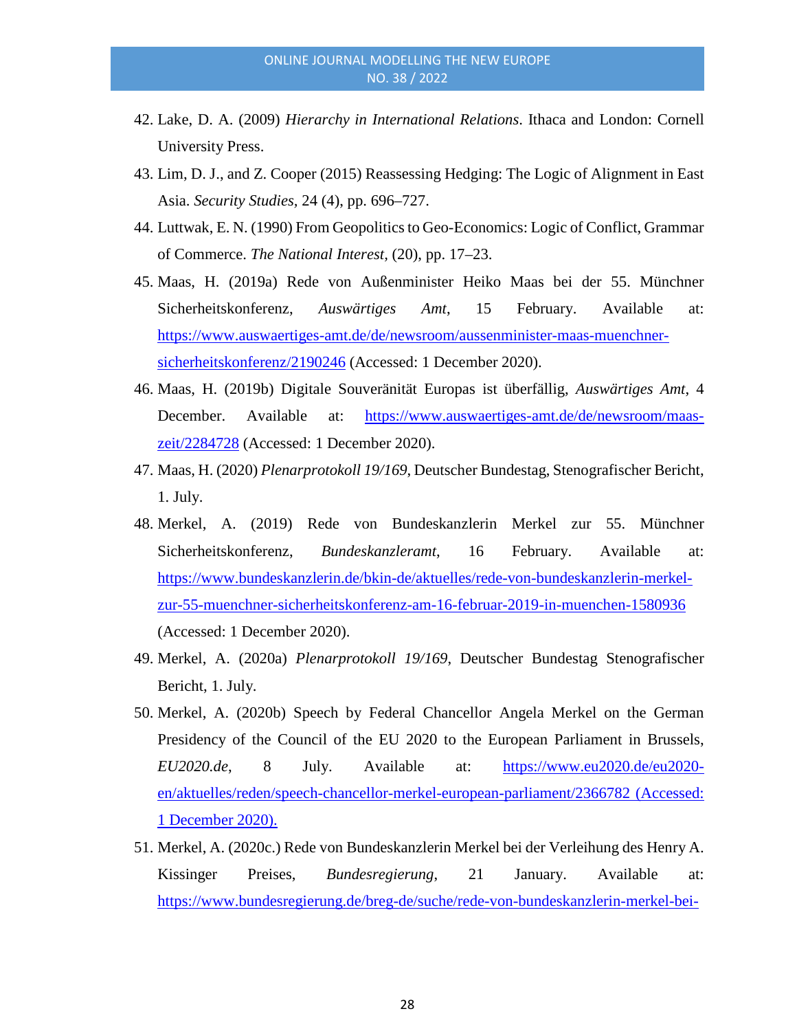42. Lake, D. A. (2009) *Hierarchy in International Relations*. Ithaca and London: Cornell University Press.
43. Lim, D. J., and Z. Cooper (2015) Reassessing Hedging: The Logic of Alignment in East Asia. *Security Studies*, 24 (4), pp. 696–727.
44. Luttwak, E. N. (1990) From Geopolitics to Geo-Economics: Logic of Conflict, Grammar of Commerce. *The National Interest*, (20), pp. 17–23.
45. Maas, H. (2019a) Rede von Außenminister Heiko Maas bei der 55. Münchner Sicherheitskonferenz, *Auswärtiges Amt*, 15 February. Available at: https://www.auswaertiges-amt.de/de/newsroom/aussenminister-maas-muenchner-sicherheitskonferenz/2190246 (Accessed: 1 December 2020).
46. Maas, H. (2019b) Digitale Souveränität Europas ist überfällig, *Auswärtiges Amt*, 4 December. Available at: https://www.auswaertiges-amt.de/de/newsroom/maas-zeit/2284728 (Accessed: 1 December 2020).
47. Maas, H. (2020) *Plenarprotokoll 19/169*, Deutscher Bundestag, Stenografischer Bericht, 1. July.
48. Merkel, A. (2019) Rede von Bundeskanzlerin Merkel zur 55. Münchner Sicherheitskonferenz, *Bundeskanzleramt*, 16 February. Available at: https://www.bundeskanzlerin.de/bkin-de/aktuelles/rede-von-bundeskanzlerin-merkel-zur-55-muenchner-sicherheitskonferenz-am-16-februar-2019-in-muenchen-1580936 (Accessed: 1 December 2020).
49. Merkel, A. (2020a) *Plenarprotokoll 19/169*, Deutscher Bundestag Stenografischer Bericht, 1. July.
50. Merkel, A. (2020b) Speech by Federal Chancellor Angela Merkel on the German Presidency of the Council of the EU 2020 to the European Parliament in Brussels, *EU2020.de*, 8 July. Available at: https://www.eu2020.de/eu2020-en/aktuelles/reden/speech-chancellor-merkel-european-parliament/2366782 (Accessed: 1 December 2020).
51. Merkel, A. (2020c.) Rede von Bundeskanzlerin Merkel bei der Verleihung des Henry A. Kissinger Preises, *Bundesregierung*, 21 January. Available at: https://www.bundesregierung.de/breg-de/suche/rede-von-bundeskanzlerin-merkel-bei-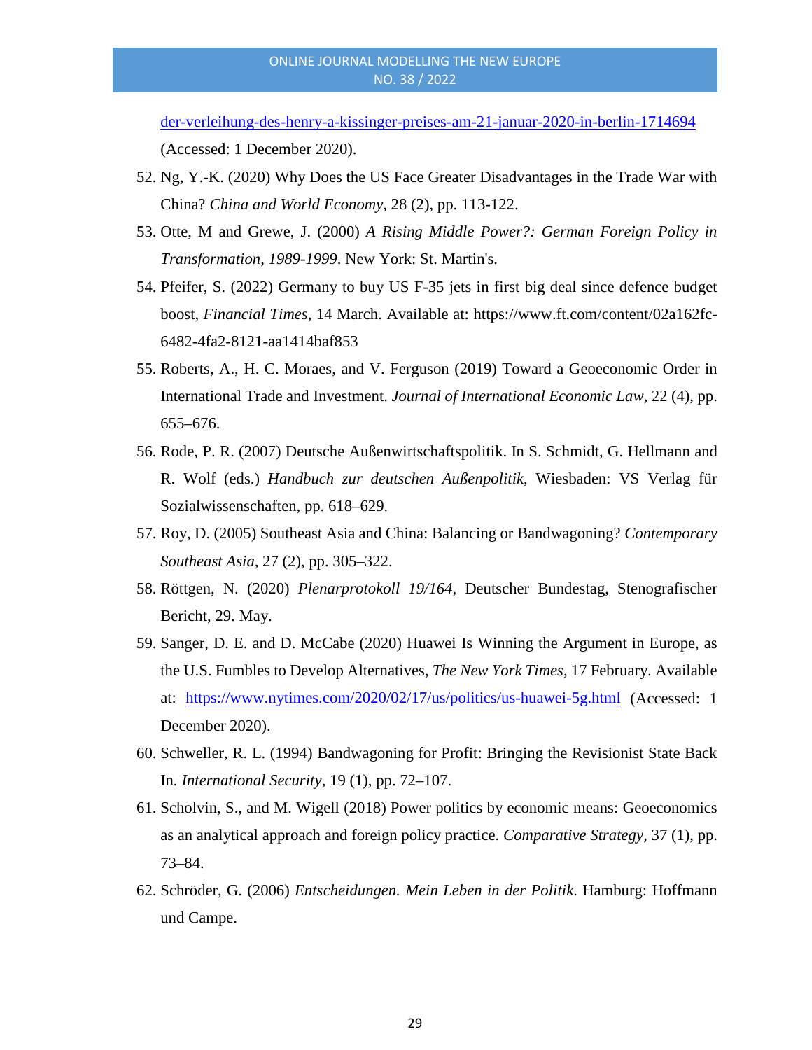der-verleihung-des-henry-a-kissinger-preises-am-21-januar-2020-in-berlin-1714694 (Accessed: 1 December 2020).

52. Ng, Y.-K. (2020) Why Does the US Face Greater Disadvantages in the Trade War with China? *China and World Economy*, 28 (2), pp. 113-122.
53. Otte, M and Grewe, J. (2000) *A Rising Middle Power?: German Foreign Policy in Transformation, 1989-1999*. New York: St. Martin's.
54. Pfeifer, S. (2022) Germany to buy US F-35 jets in first big deal since defence budget boost, *Financial Times*, 14 March. Available at: https://www.ft.com/content/02a162fc-6482-4fa2-8121-aa1414baf853
55. Roberts, A., H. C. Moraes, and V. Ferguson (2019) Toward a Geoeconomic Order in International Trade and Investment. *Journal of International Economic Law*, 22 (4), pp. 655–676.
56. Rode, P. R. (2007) Deutsche Außenwirtschaftspolitik. In S. Schmidt, G. Hellmann and R. Wolf (eds.) *Handbuch zur deutschen Außenpolitik*, Wiesbaden: VS Verlag für Sozialwissenschaften, pp. 618–629.
57. Roy, D. (2005) Southeast Asia and China: Balancing or Bandwagoning? *Contemporary Southeast Asia*, 27 (2), pp. 305–322.
58. Röttgen, N. (2020) *Plenarprotokoll 19/164*, Deutscher Bundestag, Stenografischer Bericht, 29. May.
59. Sanger, D. E. and D. McCabe (2020) Huawei Is Winning the Argument in Europe, as the U.S. Fumbles to Develop Alternatives, *The New York Times*, 17 February. Available at: https://www.nytimes.com/2020/02/17/us/politics/us-huawei-5g.html (Accessed: 1 December 2020).
60. Schweller, R. L. (1994) Bandwagoning for Profit: Bringing the Revisionist State Back In. *International Security*, 19 (1), pp. 72–107.
61. Scholvin, S., and M. Wigell (2018) Power politics by economic means: Geoeconomics as an analytical approach and foreign policy practice. *Comparative Strategy*, 37 (1), pp. 73–84.
62. Schröder, G. (2006) *Entscheidungen. Mein Leben in der Politik*. Hamburg: Hoffmann und Campe.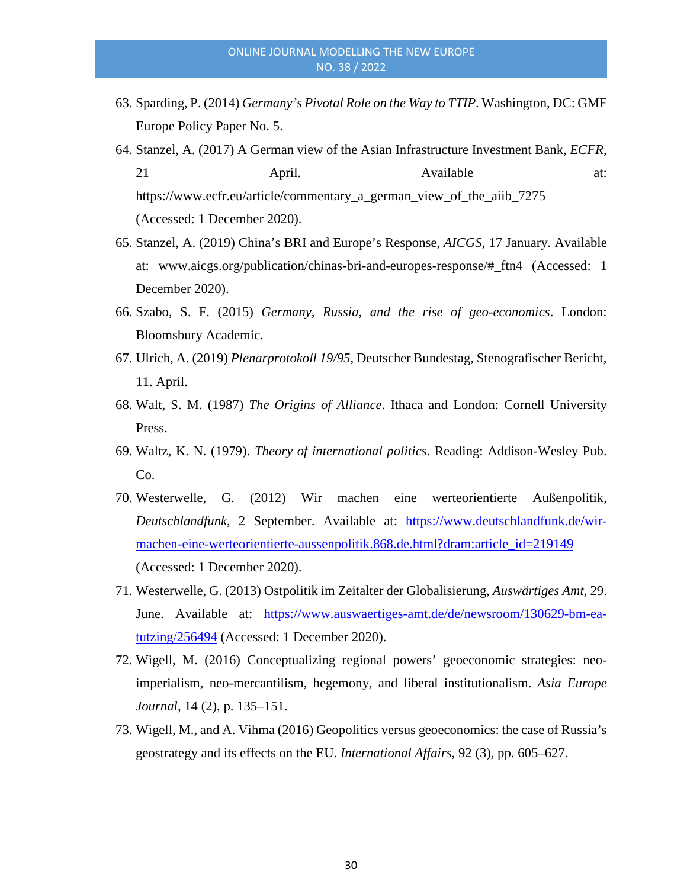63. Sparding, P. (2014) *Germany's Pivotal Role on the Way to TTIP*. Washington, DC: GMF Europe Policy Paper No. 5.
64. Stanzel, A. (2017) A German view of the Asian Infrastructure Investment Bank, *ECFR*, 21 April. Available at: https://www.ecfr.eu/article/commentary_a_german_view_of_the_aiib_7275 (Accessed: 1 December 2020).
65. Stanzel, A. (2019) China's BRI and Europe's Response, *AICGS*, 17 January. Available at: www.aicgs.org/publication/chinas-bri-and-europes-response/#_ftn4 (Accessed: 1 December 2020).
66. Szabo, S. F. (2015) *Germany, Russia, and the rise of geo-economics*. London: Bloomsbury Academic.
67. Ulrich, A. (2019) *Plenarprotokoll 19/95*, Deutscher Bundestag, Stenografischer Bericht, 11. April.
68. Walt, S. M. (1987) *The Origins of Alliance*. Ithaca and London: Cornell University Press.
69. Waltz, K. N. (1979). *Theory of international politics*. Reading: Addison-Wesley Pub. Co.
70. Westerwelle, G. (2012) Wir machen eine werteorientierte Außenpolitik, *Deutschlandfunk*, 2 September. Available at: https://www.deutschlandfunk.de/wir-machen-eine-werteorientierte-aussenpolitik.868.de.html?dram:article_id=219149 (Accessed: 1 December 2020).
71. Westerwelle, G. (2013) Ostpolitik im Zeitalter der Globalisierung, *Auswärtiges Amt*, 29. June. Available at: https://www.auswaertiges-amt.de/de/newsroom/130629-bm-ea-tutzing/256494 (Accessed: 1 December 2020).
72. Wigell, M. (2016) Conceptualizing regional powers' geoeconomic strategies: neo-imperialism, neo-mercantilism, hegemony, and liberal institutionalism. *Asia Europe Journal*, 14 (2), p. 135–151.
73. Wigell, M., and A. Vihma (2016) Geopolitics versus geoeconomics: the case of Russia's geostrategy and its effects on the EU. *International Affairs*, 92 (3), pp. 605–627.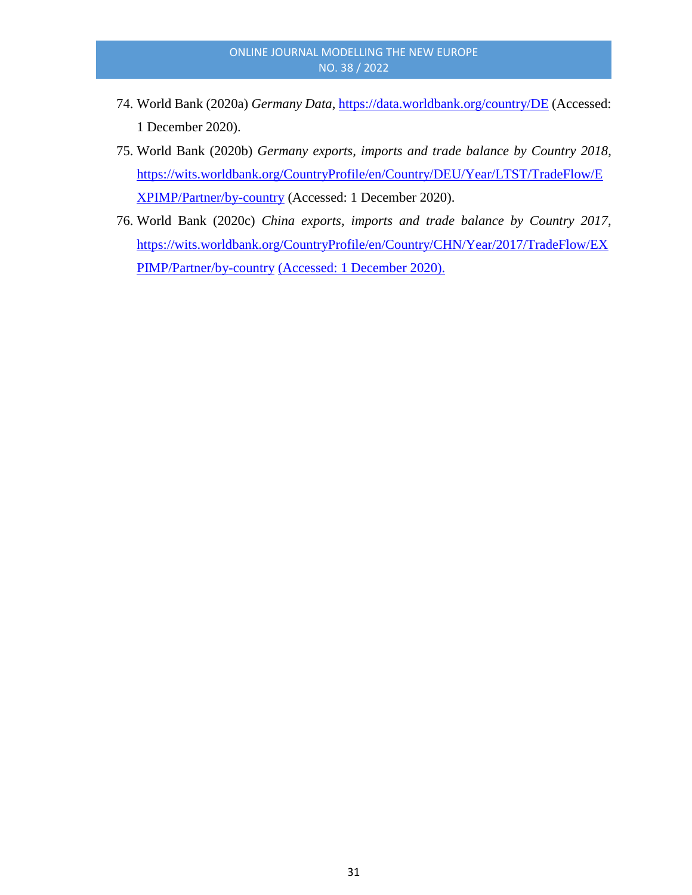74. World Bank (2020a) *Germany Data*, https://data.worldbank.org/country/DE (Accessed: 1 December 2020).
75. World Bank (2020b) *Germany exports, imports and trade balance by Country 2018*, https://wits.worldbank.org/CountryProfile/en/Country/DEU/Year/LTST/TradeFlow/EXPIMP/Partner/by-country (Accessed: 1 December 2020).
76. World Bank (2020c) *China exports, imports and trade balance by Country 2017*, https://wits.worldbank.org/CountryProfile/en/Country/CHN/Year/2017/TradeFlow/EXPIMP/Partner/by-country (Accessed: 1 December 2020).